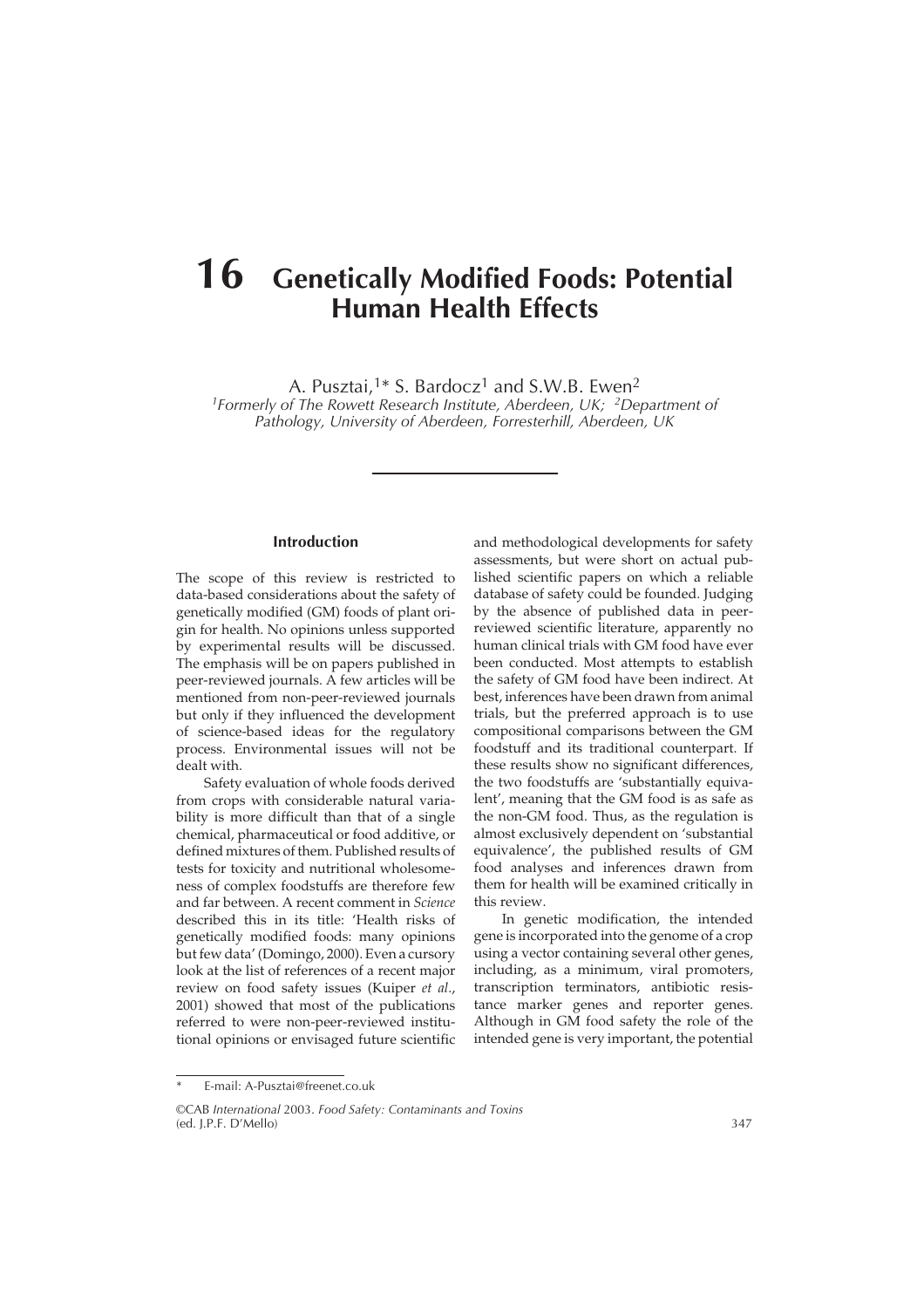# 16 Genetically Modified Foods: Potential Human Health Effects

A. Pusztai,[1]* S. Bardocz[1] and S.W.B. Ewen[2]

[1]*Formerly of The Rowett Research Institute, Aberdeen, UK;* [2]*Department of Pathology, University of Aberdeen, Forresterhill, Aberdeen, UK*

## Introduction

The scope of this review is restricted to data-based considerations about the safety of genetically modified (GM) foods of plant origin for health. No opinions unless supported by experimental results will be discussed. The emphasis will be on papers published in peer-reviewed journals. A few articles will be mentioned from non-peer-reviewed journals but only if they influenced the development of science-based ideas for the regulatory process. Environmental issues will not be dealt with.

Safety evaluation of whole foods derived from crops with considerable natural variability is more difficult than that of a single chemical, pharmaceutical or food additive, or defined mixtures of them. Published results of tests for toxicity and nutritional wholesomeness of complex foodstuffs are therefore few and far between. A recent comment in *Science* described this in its title: 'Health risks of genetically modified foods: many opinions but few data' (Domingo, 2000). Even a cursory look at the list of references of a recent major review on food safety issues (Kuiper *et al*., 2001) showed that most of the publications referred to were non-peer-reviewed institutional opinions or envisaged future scientific and methodological developments for safety assessments, but were short on actual published scientific papers on which a reliable database of safety could be founded. Judging by the absence of published data in peer-reviewed scientific literature, apparently no human clinical trials with GM food have ever been conducted. Most attempts to establish the safety of GM food have been indirect. At best, inferences have been drawn from animal trials, but the preferred approach is to use compositional comparisons between the GM foodstuff and its traditional counterpart. If these results show no significant differences, the two foodstuffs are 'substantially equivalent', meaning that the GM food is as safe as the non-GM food. Thus, as the regulation is almost exclusively dependent on 'substantial equivalence', the published results of GM food analyses and inferences drawn from them for health will be examined critically in this review.

In genetic modification, the intended gene is incorporated into the genome of a crop using a vector containing several other genes, including, as a minimum, viral promoters, transcription terminators, antibiotic resistance marker genes and reporter genes. Although in GM food safety the role of the intended gene is very important, the potential

\* E-mail: A-Pusztai@freenet.co.uk

©CAB *International* 2003. *Food Safety: Contaminants and Toxins* (ed. J.P.F. D'Mello)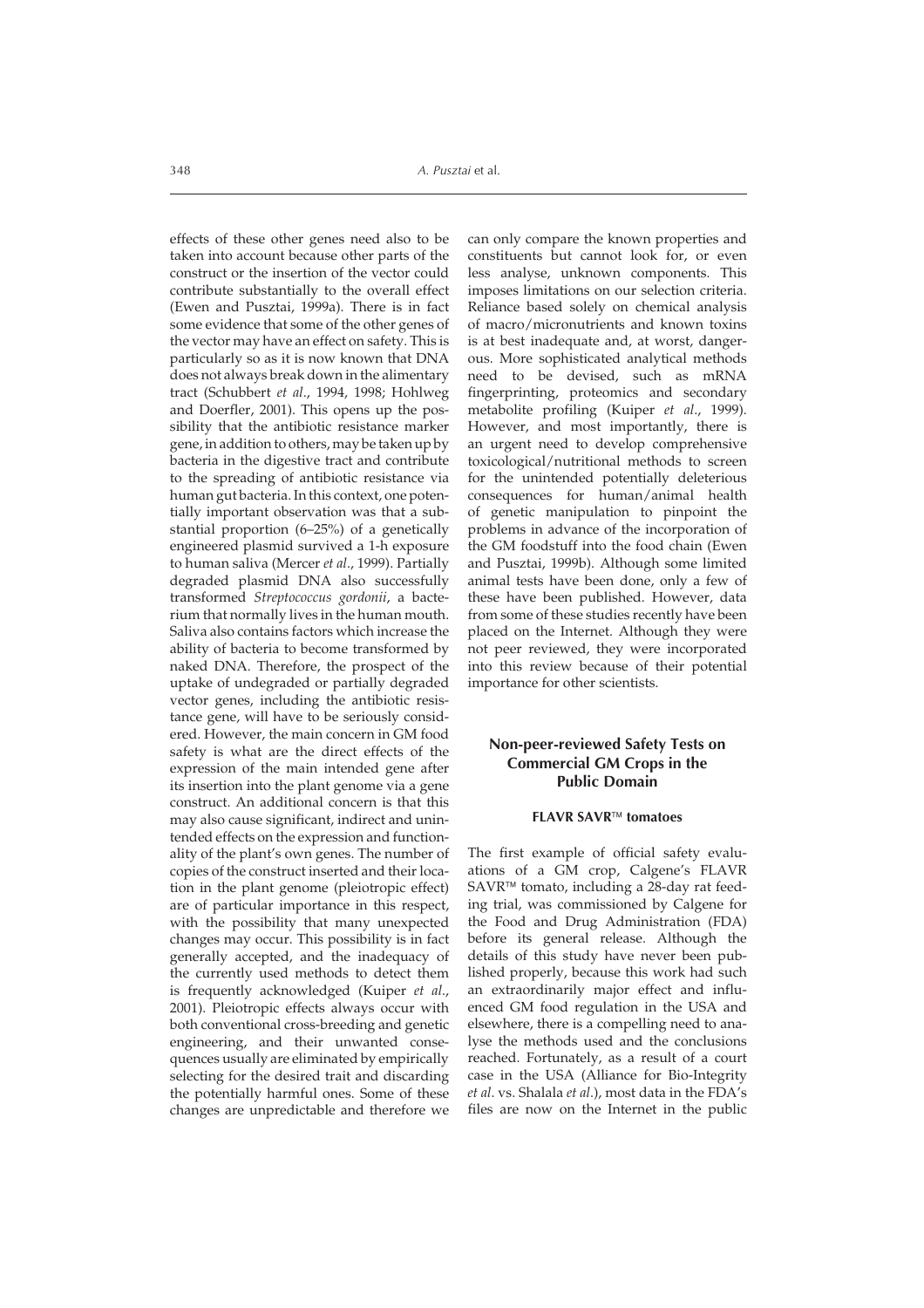effects of these other genes need also to be taken into account because other parts of the construct or the insertion of the vector could contribute substantially to the overall effect (Ewen and Pusztai, 1999a). There is in fact some evidence that some of the other genes of the vector may have an effect on safety. This is particularly so as it is now known that DNA does not always break down in the alimentary tract (Schubbert *et al*., 1994, 1998; Hohlweg and Doerfler, 2001). This opens up the possibility that the antibiotic resistance marker gene, in addition to others, may be taken up by bacteria in the digestive tract and contribute to the spreading of antibiotic resistance via human gut bacteria. In this context, one potentially important observation was that a substantial proportion (6–25%) of a genetically engineered plasmid survived a 1-h exposure to human saliva (Mercer *et al*., 1999). Partially degraded plasmid DNA also successfully transformed *Streptococcus gordonii*, a bacterium that normally lives in the human mouth. Saliva also contains factors which increase the ability of bacteria to become transformed by naked DNA. Therefore, the prospect of the uptake of undegraded or partially degraded vector genes, including the antibiotic resistance gene, will have to be seriously considered. However, the main concern in GM food safety is what are the direct effects of the expression of the main intended gene after its insertion into the plant genome via a gene construct. An additional concern is that this may also cause significant, indirect and unintended effects on the expression and functionality of the plant's own genes. The number of copies of the construct inserted and their location in the plant genome (pleiotropic effect) are of particular importance in this respect, with the possibility that many unexpected changes may occur. This possibility is in fact generally accepted, and the inadequacy of the currently used methods to detect them is frequently acknowledged (Kuiper *et al*., 2001). Pleiotropic effects always occur with both conventional cross-breeding and genetic engineering, and their unwanted consequences usually are eliminated by empirically selecting for the desired trait and discarding the potentially harmful ones. Some of these changes are unpredictable and therefore we can only compare the known properties and constituents but cannot look for, or even less analyse, unknown components. This imposes limitations on our selection criteria. Reliance based solely on chemical analysis of macro/micronutrients and known toxins is at best inadequate and, at worst, dangerous. More sophisticated analytical methods need to be devised, such as mRNA fingerprinting, proteomics and secondary metabolite profiling (Kuiper *et al*., 1999). However, and most importantly, there is an urgent need to develop comprehensive toxicological/nutritional methods to screen for the unintended potentially deleterious consequences for human/animal health of genetic manipulation to pinpoint the problems in advance of the incorporation of the GM foodstuff into the food chain (Ewen and Pusztai, 1999b). Although some limited animal tests have been done, only a few of these have been published. However, data from some of these studies recently have been placed on the Internet. Although they were not peer reviewed, they were incorporated into this review because of their potential importance for other scientists.

## Non-peer-reviewed Safety Tests on Commercial GM Crops in the Public Domain

### FLAVR SAVR™ tomatoes

The first example of official safety evaluations of a GM crop, Calgene's FLAVR SAVR™ tomato, including a 28-day rat feeding trial, was commissioned by Calgene for the Food and Drug Administration (FDA) before its general release. Although the details of this study have never been published properly, because this work had such an extraordinarily major effect and influenced GM food regulation in the USA and elsewhere, there is a compelling need to analyse the methods used and the conclusions reached. Fortunately, as a result of a court case in the USA (Alliance for Bio-Integrity *et al*. vs. Shalala *et al*.), most data in the FDA's files are now on the Internet in the public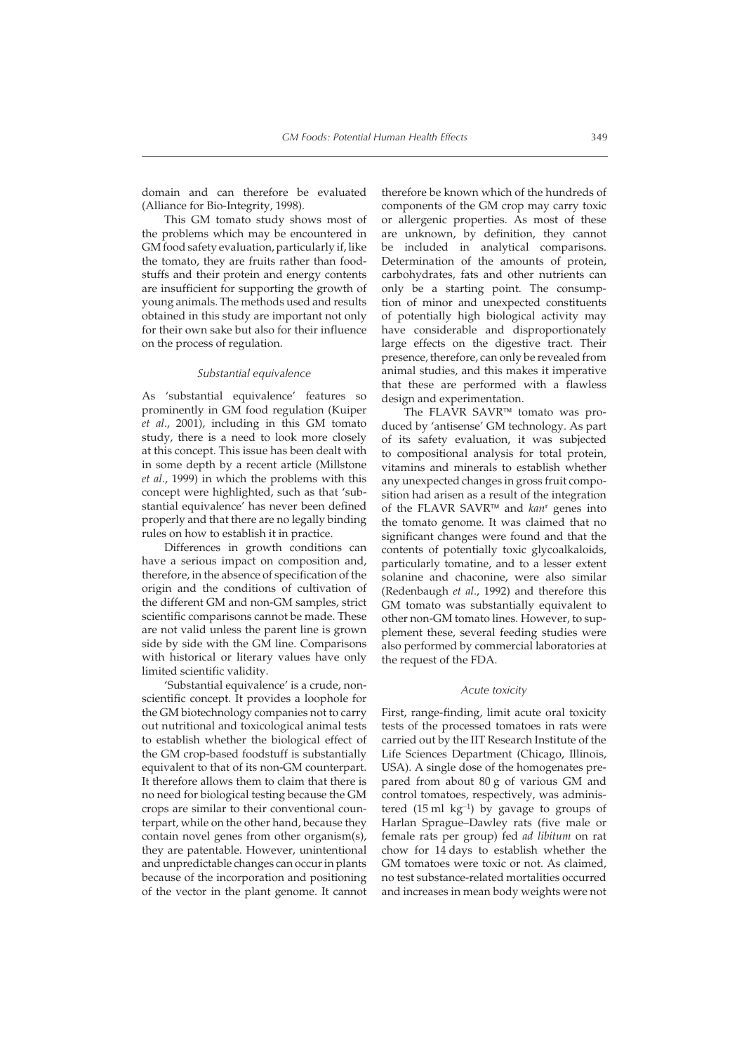domain and can therefore be evaluated (Alliance for Bio-Integrity, 1998).

This GM tomato study shows most of the problems which may be encountered in GM food safety evaluation, particularly if, like the tomato, they are fruits rather than foodstuffs and their protein and energy contents are insufficient for supporting the growth of young animals. The methods used and results obtained in this study are important not only for their own sake but also for their influence on the process of regulation.

### *Substantial equivalence*

As 'substantial equivalence' features so prominently in GM food regulation (Kuiper *et al*., 2001), including in this GM tomato study, there is a need to look more closely at this concept. This issue has been dealt with in some depth by a recent article (Millstone *et al*., 1999) in which the problems with this concept were highlighted, such as that 'substantial equivalence' has never been defined properly and that there are no legally binding rules on how to establish it in practice.

Differences in growth conditions can have a serious impact on composition and, therefore, in the absence of specification of the origin and the conditions of cultivation of the different GM and non-GM samples, strict scientific comparisons cannot be made. These are not valid unless the parent line is grown side by side with the GM line. Comparisons with historical or literary values have only limited scientific validity.

'Substantial equivalence' is a crude, non-scientific concept. It provides a loophole for the GM biotechnology companies not to carry out nutritional and toxicological animal tests to establish whether the biological effect of the GM crop-based foodstuff is substantially equivalent to that of its non-GM counterpart. It therefore allows them to claim that there is no need for biological testing because the GM crops are similar to their conventional counterpart, while on the other hand, because they contain novel genes from other organism(s), they are patentable. However, unintentional and unpredictable changes can occur in plants because of the incorporation and positioning of the vector in the plant genome. It cannot therefore be known which of the hundreds of components of the GM crop may carry toxic or allergenic properties. As most of these are unknown, by definition, they cannot be included in analytical comparisons. Determination of the amounts of protein, carbohydrates, fats and other nutrients can only be a starting point. The consumption of minor and unexpected constituents of potentially high biological activity may have considerable and disproportionately large effects on the digestive tract. Their presence, therefore, can only be revealed from animal studies, and this makes it imperative that these are performed with a flawless design and experimentation.

The FLAVR SAVR™ tomato was produced by 'antisense' GM technology. As part of its safety evaluation, it was subjected to compositional analysis for total protein, vitamins and minerals to establish whether any unexpected changes in gross fruit composition had arisen as a result of the integration of the FLAVR SAVR™ and *kan*$^r$ genes into the tomato genome. It was claimed that no significant changes were found and that the contents of potentially toxic glycoalkaloids, particularly tomatine, and to a lesser extent solanine and chaconine, were also similar (Redenbaugh *et al*., 1992) and therefore this GM tomato was substantially equivalent to other non-GM tomato lines. However, to supplement these, several feeding studies were also performed by commercial laboratories at the request of the FDA.

### *Acute toxicity*

First, range-finding, limit acute oral toxicity tests of the processed tomatoes in rats were carried out by the IIT Research Institute of the Life Sciences Department (Chicago, Illinois, USA). A single dose of the homogenates prepared from about 80 g of various GM and control tomatoes, respectively, was administered (15 ml kg$^{-1}$) by gavage to groups of Harlan Sprague–Dawley rats (five male or female rats per group) fed *ad libitum* on rat chow for 14 days to establish whether the GM tomatoes were toxic or not. As claimed, no test substance-related mortalities occurred and increases in mean body weights were not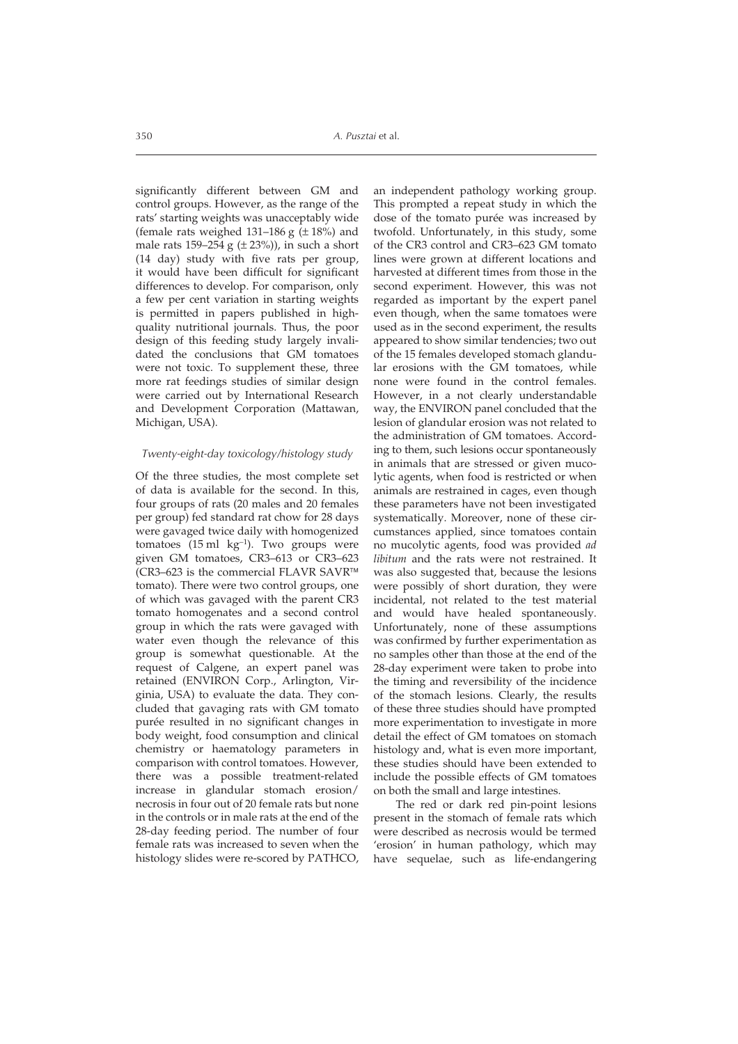significantly different between GM and control groups. However, as the range of the rats' starting weights was unacceptably wide (female rats weighed 131–186 g (± 18%) and male rats 159–254 g (± 23%)), in such a short (14 day) study with five rats per group, it would have been difficult for significant differences to develop. For comparison, only a few per cent variation in starting weights is permitted in papers published in high-quality nutritional journals. Thus, the poor design of this feeding study largely invalidated the conclusions that GM tomatoes were not toxic. To supplement these, three more rat feedings studies of similar design were carried out by International Research and Development Corporation (Mattawan, Michigan, USA).

### *Twenty-eight-day toxicology/histology study*

Of the three studies, the most complete set of data is available for the second. In this, four groups of rats (20 males and 20 females per group) fed standard rat chow for 28 days were gavaged twice daily with homogenized tomatoes (15 ml $kg^{-1}$). Two groups were given GM tomatoes, CR3–613 or CR3–623 (CR3–623 is the commercial FLAVR SAVR™ tomato). There were two control groups, one of which was gavaged with the parent CR3 tomato homogenates and a second control group in which the rats were gavaged with water even though the relevance of this group is somewhat questionable. At the request of Calgene, an expert panel was retained (ENVIRON Corp., Arlington, Virginia, USA) to evaluate the data. They concluded that gavaging rats with GM tomato purée resulted in no significant changes in body weight, food consumption and clinical chemistry or haematology parameters in comparison with control tomatoes. However, there was a possible treatment-related increase in glandular stomach erosion/necrosis in four out of 20 female rats but none in the controls or in male rats at the end of the 28-day feeding period. The number of four female rats was increased to seven when the histology slides were re-scored by PATHCO, an independent pathology working group. This prompted a repeat study in which the dose of the tomato purée was increased by twofold. Unfortunately, in this study, some of the CR3 control and CR3–623 GM tomato lines were grown at different locations and harvested at different times from those in the second experiment. However, this was not regarded as important by the expert panel even though, when the same tomatoes were used as in the second experiment, the results appeared to show similar tendencies; two out of the 15 females developed stomach glandular erosions with the GM tomatoes, while none were found in the control females. However, in a not clearly understandable way, the ENVIRON panel concluded that the lesion of glandular erosion was not related to the administration of GM tomatoes. According to them, such lesions occur spontaneously in animals that are stressed or given mucolytic agents, when food is restricted or when animals are restrained in cages, even though these parameters have not been investigated systematically. Moreover, none of these circumstances applied, since tomatoes contain no mucolytic agents, food was provided *ad libitum* and the rats were not restrained. It was also suggested that, because the lesions were possibly of short duration, they were incidental, not related to the test material and would have healed spontaneously. Unfortunately, none of these assumptions was confirmed by further experimentation as no samples other than those at the end of the 28-day experiment were taken to probe into the timing and reversibility of the incidence of the stomach lesions. Clearly, the results of these three studies should have prompted more experimentation to investigate in more detail the effect of GM tomatoes on stomach histology and, what is even more important, these studies should have been extended to include the possible effects of GM tomatoes on both the small and large intestines.

The red or dark red pin-point lesions present in the stomach of female rats which were described as necrosis would be termed 'erosion' in human pathology, which may have sequelae, such as life-endangering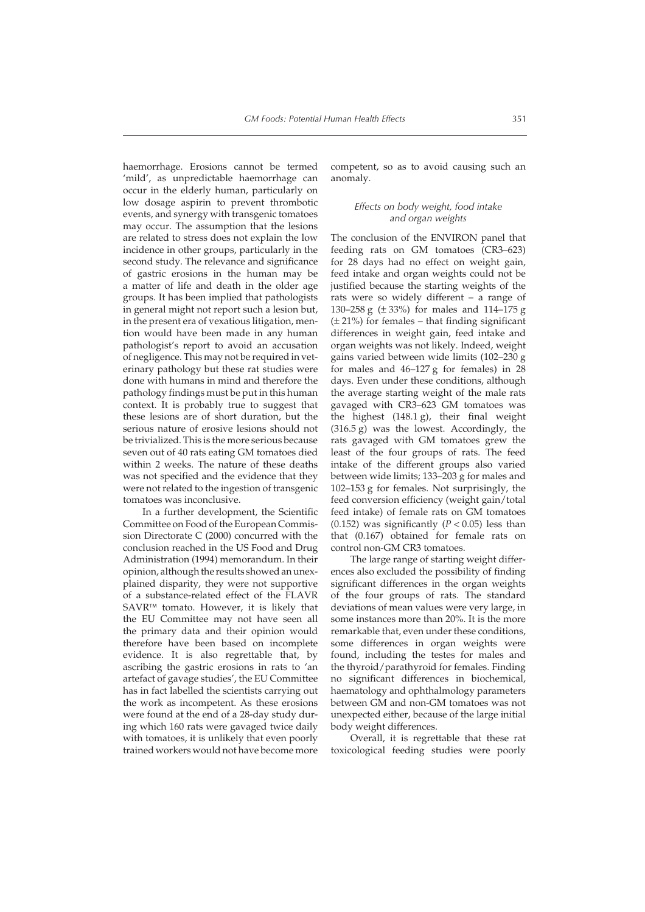haemorrhage. Erosions cannot be termed 'mild', as unpredictable haemorrhage can occur in the elderly human, particularly on low dosage aspirin to prevent thrombotic events, and synergy with transgenic tomatoes may occur. The assumption that the lesions are related to stress does not explain the low incidence in other groups, particularly in the second study. The relevance and significance of gastric erosions in the human may be a matter of life and death in the older age groups. It has been implied that pathologists in general might not report such a lesion but, in the present era of vexatious litigation, mention would have been made in any human pathologist's report to avoid an accusation of negligence. This may not be required in veterinary pathology but these rat studies were done with humans in mind and therefore the pathology findings must be put in this human context. It is probably true to suggest that these lesions are of short duration, but the serious nature of erosive lesions should not be trivialized. This is the more serious because seven out of 40 rats eating GM tomatoes died within 2 weeks. The nature of these deaths was not specified and the evidence that they were not related to the ingestion of transgenic tomatoes was inconclusive.

In a further development, the Scientific Committee on Food of the European Commission Directorate C (2000) concurred with the conclusion reached in the US Food and Drug Administration (1994) memorandum. In their opinion, although the results showed an unexplained disparity, they were not supportive of a substance-related effect of the FLAVR SAVR™ tomato. However, it is likely that the EU Committee may not have seen all the primary data and their opinion would therefore have been based on incomplete evidence. It is also regrettable that, by ascribing the gastric erosions in rats to 'an artefact of gavage studies', the EU Committee has in fact labelled the scientists carrying out the work as incompetent. As these erosions were found at the end of a 28-day study during which 160 rats were gavaged twice daily with tomatoes, it is unlikely that even poorly trained workers would not have become more competent, so as to avoid causing such an anomaly.

### *Effects on body weight, food intake and organ weights*

The conclusion of the ENVIRON panel that feeding rats on GM tomatoes (CR3–623) for 28 days had no effect on weight gain, feed intake and organ weights could not be justified because the starting weights of the rats were so widely different – a range of 130–258 g (± 33%) for males and 114–175 g (± 21%) for females – that finding significant differences in weight gain, feed intake and organ weights was not likely. Indeed, weight gains varied between wide limits (102–230 g for males and 46–127 g for females) in 28 days. Even under these conditions, although the average starting weight of the male rats gavaged with CR3–623 GM tomatoes was the highest (148.1 g), their final weight (316.5 g) was the lowest. Accordingly, the rats gavaged with GM tomatoes grew the least of the four groups of rats. The feed intake of the different groups also varied between wide limits; 133–203 g for males and 102–153 g for females. Not surprisingly, the feed conversion efficiency (weight gain/total feed intake) of female rats on GM tomatoes (0.152) was significantly ($P < 0.05$) less than that (0.167) obtained for female rats on control non-GM CR3 tomatoes.

The large range of starting weight differences also excluded the possibility of finding significant differences in the organ weights of the four groups of rats. The standard deviations of mean values were very large, in some instances more than 20%. It is the more remarkable that, even under these conditions, some differences in organ weights were found, including the testes for males and the thyroid/parathyroid for females. Finding no significant differences in biochemical, haematology and ophthalmology parameters between GM and non-GM tomatoes was not unexpected either, because of the large initial body weight differences.

Overall, it is regrettable that these rat toxicological feeding studies were poorly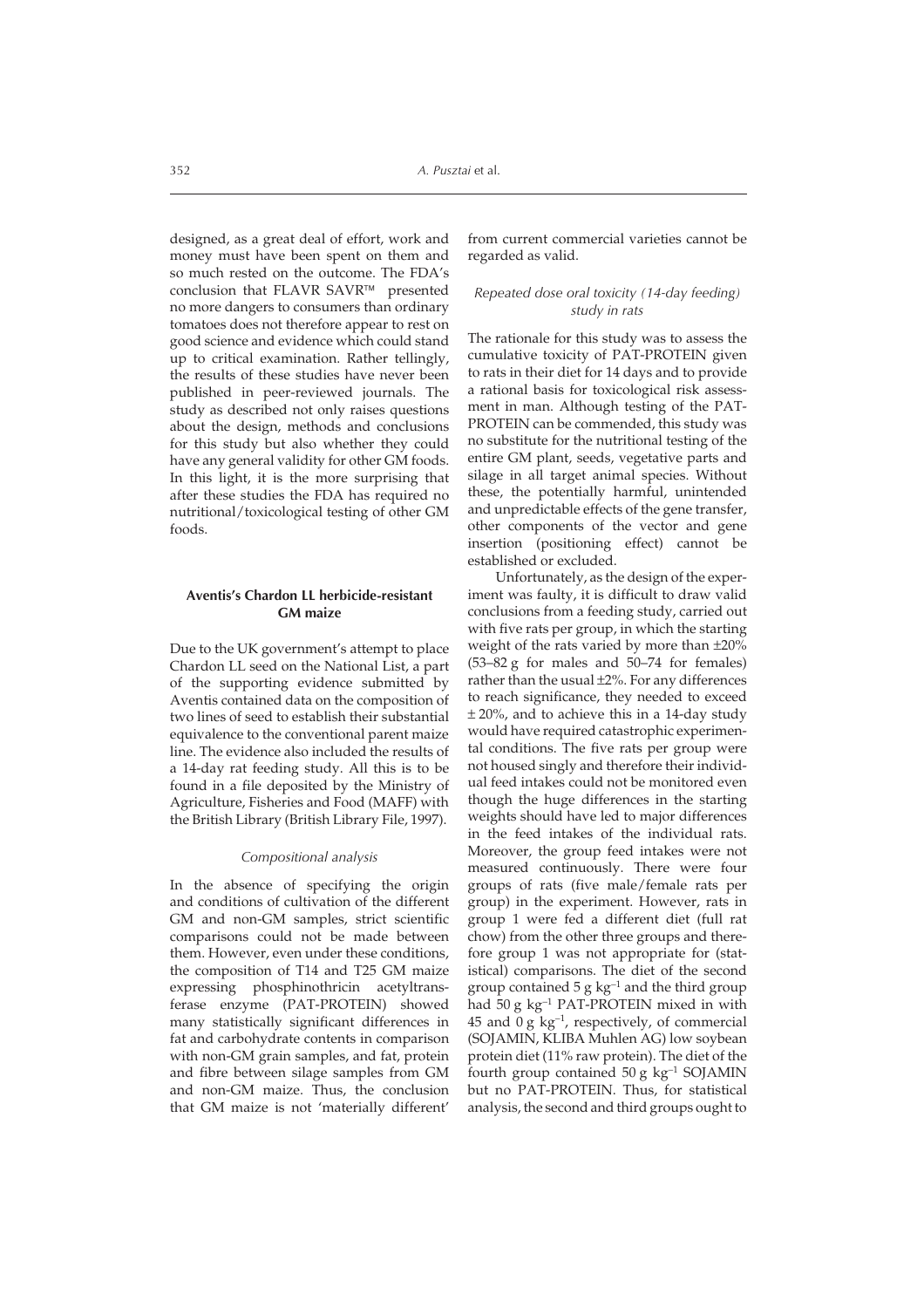designed, as a great deal of effort, work and money must have been spent on them and so much rested on the outcome. The FDA's conclusion that FLAVR SAVR™ presented no more dangers to consumers than ordinary tomatoes does not therefore appear to rest on good science and evidence which could stand up to critical examination. Rather tellingly, the results of these studies have never been published in peer-reviewed journals. The study as described not only raises questions about the design, methods and conclusions for this study but also whether they could have any general validity for other GM foods. In this light, it is the more surprising that after these studies the FDA has required no nutritional/toxicological testing of other GM foods.

## Aventis's Chardon LL herbicide-resistant GM maize

Due to the UK government's attempt to place Chardon LL seed on the National List, a part of the supporting evidence submitted by Aventis contained data on the composition of two lines of seed to establish their substantial equivalence to the conventional parent maize line. The evidence also included the results of a 14-day rat feeding study. All this is to be found in a file deposited by the Ministry of Agriculture, Fisheries and Food (MAFF) with the British Library (British Library File, 1997).

### *Compositional analysis*

In the absence of specifying the origin and conditions of cultivation of the different GM and non-GM samples, strict scientific comparisons could not be made between them. However, even under these conditions, the composition of T14 and T25 GM maize expressing phosphinothricin acetyltransferase enzyme (PAT-PROTEIN) showed many statistically significant differences in fat and carbohydrate contents in comparison with non-GM grain samples, and fat, protein and fibre between silage samples from GM and non-GM maize. Thus, the conclusion that GM maize is not 'materially different' from current commercial varieties cannot be regarded as valid.

### *Repeated dose oral toxicity (14-day feeding) study in rats*

The rationale for this study was to assess the cumulative toxicity of PAT-PROTEIN given to rats in their diet for 14 days and to provide a rational basis for toxicological risk assessment in man. Although testing of the PAT-PROTEIN can be commended, this study was no substitute for the nutritional testing of the entire GM plant, seeds, vegetative parts and silage in all target animal species. Without these, the potentially harmful, unintended and unpredictable effects of the gene transfer, other components of the vector and gene insertion (positioning effect) cannot be established or excluded.

Unfortunately, as the design of the experiment was faulty, it is difficult to draw valid conclusions from a feeding study, carried out with five rats per group, in which the starting weight of the rats varied by more than ±20% (53–82 g for males and 50–74 for females) rather than the usual ±2%. For any differences to reach significance, they needed to exceed ± 20%, and to achieve this in a 14-day study would have required catastrophic experimental conditions. The five rats per group were not housed singly and therefore their individual feed intakes could not be monitored even though the huge differences in the starting weights should have led to major differences in the feed intakes of the individual rats. Moreover, the group feed intakes were not measured continuously. There were four groups of rats (five male/female rats per group) in the experiment. However, rats in group 1 were fed a different diet (full rat chow) from the other three groups and therefore group 1 was not appropriate for (statistical) comparisons. The diet of the second group contained 5 g $kg^{-1}$ and the third group had 50 g $kg^{-1}$ PAT-PROTEIN mixed in with 45 and 0 g $kg^{-1}$, respectively, of commercial (SOJAMIN, KLIBA Muhlen AG) low soybean protein diet (11% raw protein). The diet of the fourth group contained 50 g $kg^{-1}$ SOJAMIN but no PAT-PROTEIN. Thus, for statistical analysis, the second and third groups ought to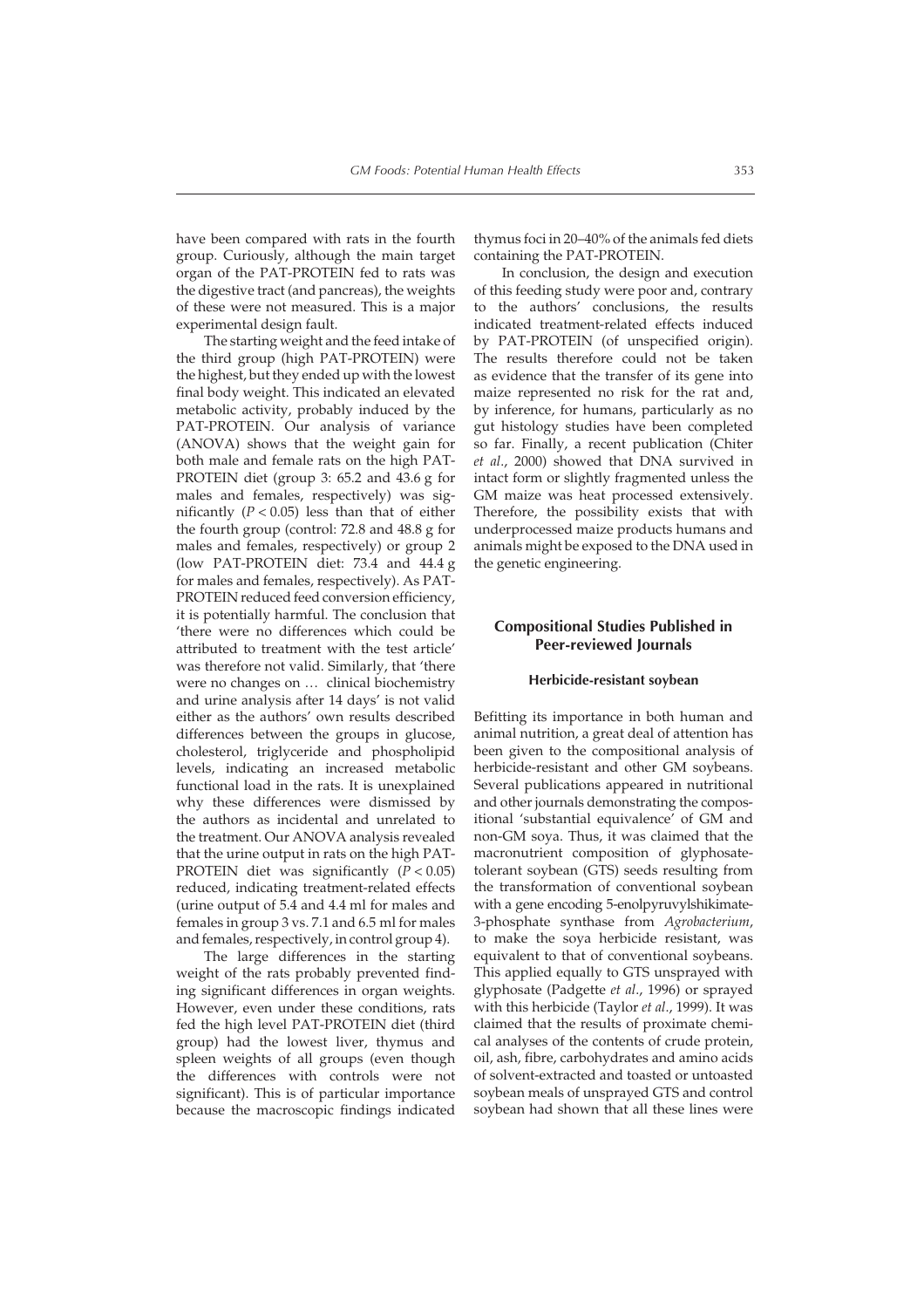have been compared with rats in the fourth group. Curiously, although the main target organ of the PAT-PROTEIN fed to rats was the digestive tract (and pancreas), the weights of these were not measured. This is a major experimental design fault.

The starting weight and the feed intake of the third group (high PAT-PROTEIN) were the highest, but they ended up with the lowest final body weight. This indicated an elevated metabolic activity, probably induced by the PAT-PROTEIN. Our analysis of variance (ANOVA) shows that the weight gain for both male and female rats on the high PAT-PROTEIN diet (group 3: 65.2 and 43.6 g for males and females, respectively) was significantly ($P < 0.05$) less than that of either the fourth group (control: 72.8 and 48.8 g for males and females, respectively) or group 2 (low PAT-PROTEIN diet: 73.4 and 44.4 g for males and females, respectively). As PAT-PROTEIN reduced feed conversion efficiency, it is potentially harmful. The conclusion that 'there were no differences which could be attributed to treatment with the test article' was therefore not valid. Similarly, that 'there were no changes on … clinical biochemistry and urine analysis after 14 days' is not valid either as the authors' own results described differences between the groups in glucose, cholesterol, triglyceride and phospholipid levels, indicating an increased metabolic functional load in the rats. It is unexplained why these differences were dismissed by the authors as incidental and unrelated to the treatment. Our ANOVA analysis revealed that the urine output in rats on the high PAT-PROTEIN diet was significantly ($P < 0.05$) reduced, indicating treatment-related effects (urine output of 5.4 and 4.4 ml for males and females in group 3 vs. 7.1 and 6.5 ml for males and females, respectively, in control group 4).

The large differences in the starting weight of the rats probably prevented finding significant differences in organ weights. However, even under these conditions, rats fed the high level PAT-PROTEIN diet (third group) had the lowest liver, thymus and spleen weights of all groups (even though the differences with controls were not significant). This is of particular importance because the macroscopic findings indicated thymus foci in 20–40% of the animals fed diets containing the PAT-PROTEIN.

In conclusion, the design and execution of this feeding study were poor and, contrary to the authors' conclusions, the results indicated treatment-related effects induced by PAT-PROTEIN (of unspecified origin). The results therefore could not be taken as evidence that the transfer of its gene into maize represented no risk for the rat and, by inference, for humans, particularly as no gut histology studies have been completed so far. Finally, a recent publication (Chiter *et al*., 2000) showed that DNA survived in intact form or slightly fragmented unless the GM maize was heat processed extensively. Therefore, the possibility exists that with underprocessed maize products humans and animals might be exposed to the DNA used in the genetic engineering.

## Compositional Studies Published in Peer-reviewed Journals

### Herbicide-resistant soybean

Befitting its importance in both human and animal nutrition, a great deal of attention has been given to the compositional analysis of herbicide-resistant and other GM soybeans. Several publications appeared in nutritional and other journals demonstrating the compositional 'substantial equivalence' of GM and non-GM soya. Thus, it was claimed that the macronutrient composition of glyphosate-tolerant soybean (GTS) seeds resulting from the transformation of conventional soybean with a gene encoding 5-enolpyruvylshikimate-3-phosphate synthase from *Agrobacterium*, to make the soya herbicide resistant, was equivalent to that of conventional soybeans. This applied equally to GTS unsprayed with glyphosate (Padgette *et al*., 1996) or sprayed with this herbicide (Taylor *et al*., 1999). It was claimed that the results of proximate chemical analyses of the contents of crude protein, oil, ash, fibre, carbohydrates and amino acids of solvent-extracted and toasted or untoasted soybean meals of unsprayed GTS and control soybean had shown that all these lines were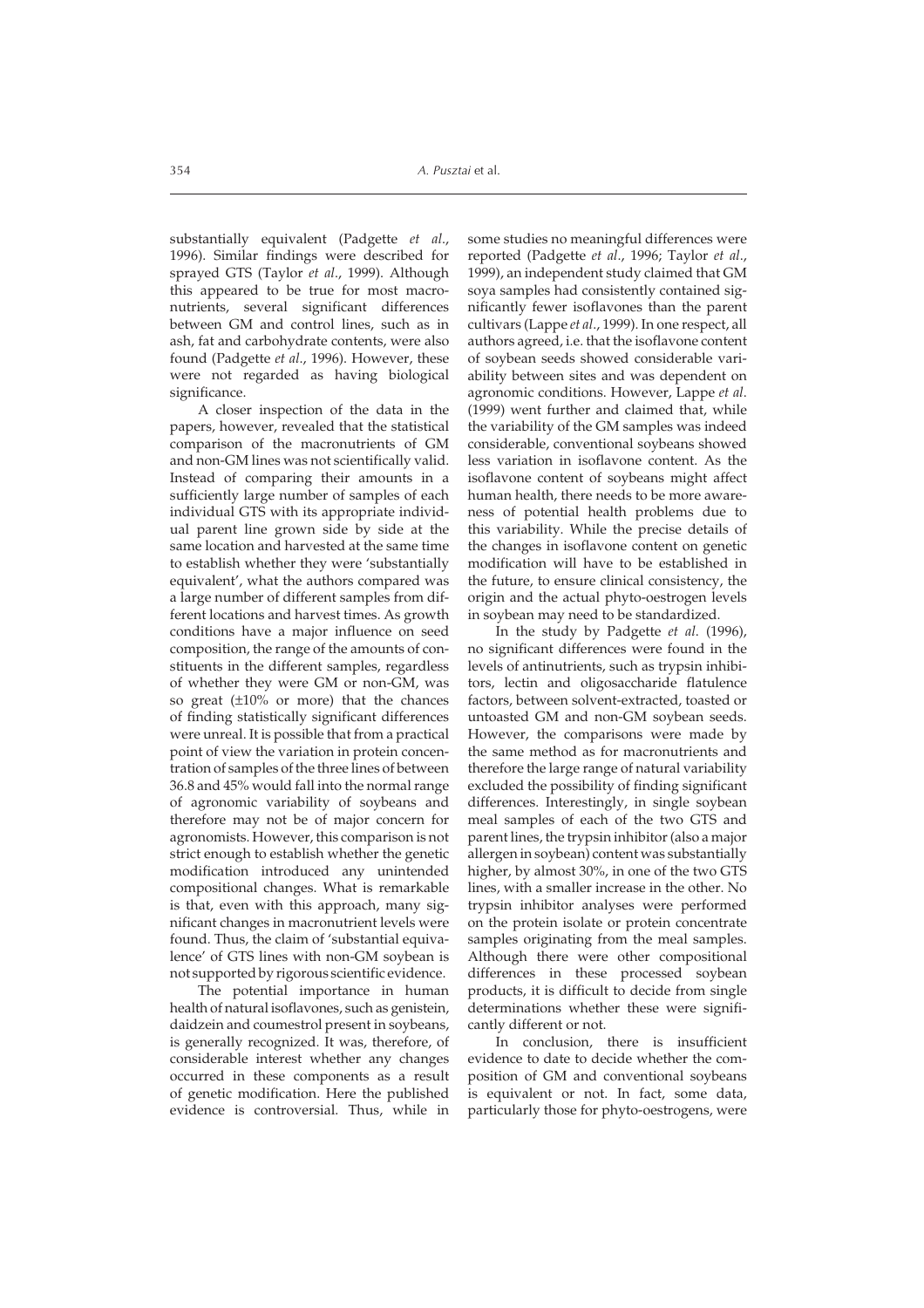substantially equivalent (Padgette *et al*., 1996). Similar findings were described for sprayed GTS (Taylor *et al*., 1999). Although this appeared to be true for most macronutrients, several significant differences between GM and control lines, such as in ash, fat and carbohydrate contents, were also found (Padgette *et al*., 1996). However, these were not regarded as having biological significance.

A closer inspection of the data in the papers, however, revealed that the statistical comparison of the macronutrients of GM and non-GM lines was not scientifically valid. Instead of comparing their amounts in a sufficiently large number of samples of each individual GTS with its appropriate individual parent line grown side by side at the same location and harvested at the same time to establish whether they were 'substantially equivalent', what the authors compared was a large number of different samples from different locations and harvest times. As growth conditions have a major influence on seed composition, the range of the amounts of constituents in the different samples, regardless of whether they were GM or non-GM, was so great (±10% or more) that the chances of finding statistically significant differences were unreal. It is possible that from a practical point of view the variation in protein concentration of samples of the three lines of between 36.8 and 45% would fall into the normal range of agronomic variability of soybeans and therefore may not be of major concern for agronomists. However, this comparison is not strict enough to establish whether the genetic modification introduced any unintended compositional changes. What is remarkable is that, even with this approach, many significant changes in macronutrient levels were found. Thus, the claim of 'substantial equivalence' of GTS lines with non-GM soybean is not supported by rigorous scientific evidence.

The potential importance in human health of natural isoflavones, such as genistein, daidzein and coumestrol present in soybeans, is generally recognized. It was, therefore, of considerable interest whether any changes occurred in these components as a result of genetic modification. Here the published evidence is controversial. Thus, while in some studies no meaningful differences were reported (Padgette *et al*., 1996; Taylor *et al*., 1999), an independent study claimed that GM soya samples had consistently contained significantly fewer isoflavones than the parent cultivars (Lappe *et al*., 1999). In one respect, all authors agreed, i.e. that the isoflavone content of soybean seeds showed considerable variability between sites and was dependent on agronomic conditions. However, Lappe *et al*. (1999) went further and claimed that, while the variability of the GM samples was indeed considerable, conventional soybeans showed less variation in isoflavone content. As the isoflavone content of soybeans might affect human health, there needs to be more awareness of potential health problems due to this variability. While the precise details of the changes in isoflavone content on genetic modification will have to be established in the future, to ensure clinical consistency, the origin and the actual phyto-oestrogen levels in soybean may need to be standardized.

In the study by Padgette *et al*. (1996), no significant differences were found in the levels of antinutrients, such as trypsin inhibitors, lectin and oligosaccharide flatulence factors, between solvent-extracted, toasted or untoasted GM and non-GM soybean seeds. However, the comparisons were made by the same method as for macronutrients and therefore the large range of natural variability excluded the possibility of finding significant differences. Interestingly, in single soybean meal samples of each of the two GTS and parent lines, the trypsin inhibitor (also a major allergen in soybean) content was substantially higher, by almost 30%, in one of the two GTS lines, with a smaller increase in the other. No trypsin inhibitor analyses were performed on the protein isolate or protein concentrate samples originating from the meal samples. Although there were other compositional differences in these processed soybean products, it is difficult to decide from single determinations whether these were significantly different or not.

In conclusion, there is insufficient evidence to date to decide whether the composition of GM and conventional soybeans is equivalent or not. In fact, some data, particularly those for phyto-oestrogens, were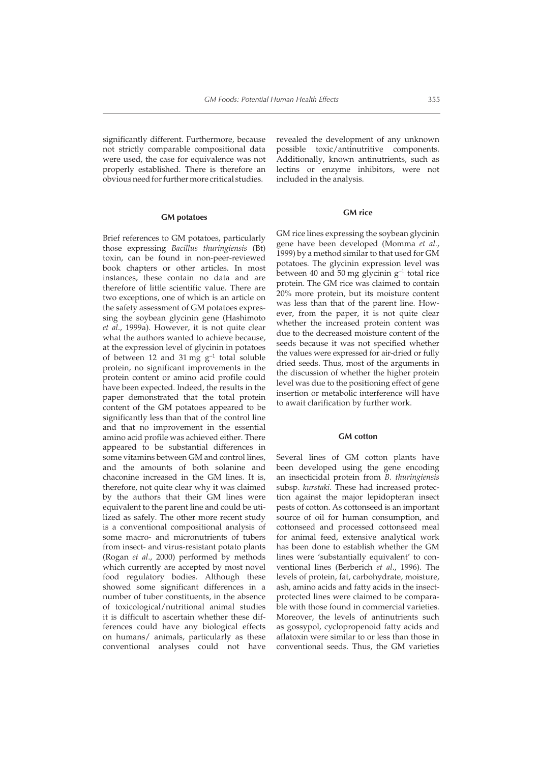significantly different. Furthermore, because not strictly comparable compositional data were used, the case for equivalence was not properly established. There is therefore an obvious need for further more critical studies.

### GM potatoes

Brief references to GM potatoes, particularly those expressing *Bacillus thuringiensis* (Bt) toxin, can be found in non-peer-reviewed book chapters or other articles. In most instances, these contain no data and are therefore of little scientific value. There are two exceptions, one of which is an article on the safety assessment of GM potatoes expressing the soybean glycinin gene (Hashimoto *et al*., 1999a). However, it is not quite clear what the authors wanted to achieve because, at the expression level of glycinin in potatoes of between 12 and 31 mg $g^{-1}$ total soluble protein, no significant improvements in the protein content or amino acid profile could have been expected. Indeed, the results in the paper demonstrated that the total protein content of the GM potatoes appeared to be significantly less than that of the control line and that no improvement in the essential amino acid profile was achieved either. There appeared to be substantial differences in some vitamins between GM and control lines, and the amounts of both solanine and chaconine increased in the GM lines. It is, therefore, not quite clear why it was claimed by the authors that their GM lines were equivalent to the parent line and could be utilized as safely. The other more recent study is a conventional compositional analysis of some macro- and micronutrients of tubers from insect- and virus-resistant potato plants (Rogan *et al*., 2000) performed by methods which currently are accepted by most novel food regulatory bodies. Although these showed some significant differences in a number of tuber constituents, in the absence of toxicological/nutritional animal studies it is difficult to ascertain whether these differences could have any biological effects on humans/ animals, particularly as these conventional analyses could not have revealed the development of any unknown possible toxic/antinutritive components. Additionally, known antinutrients, such as lectins or enzyme inhibitors, were not included in the analysis.

### GM rice

GM rice lines expressing the soybean glycinin gene have been developed (Momma *et al*., 1999) by a method similar to that used for GM potatoes. The glycinin expression level was between 40 and 50 mg glycinin $g^{-1}$ total rice protein. The GM rice was claimed to contain 20% more protein, but its moisture content was less than that of the parent line. However, from the paper, it is not quite clear whether the increased protein content was due to the decreased moisture content of the seeds because it was not specified whether the values were expressed for air-dried or fully dried seeds. Thus, most of the arguments in the discussion of whether the higher protein level was due to the positioning effect of gene insertion or metabolic interference will have to await clarification by further work.

### GM cotton

Several lines of GM cotton plants have been developed using the gene encoding an insecticidal protein from *B. thuringiensis* subsp. *kurstaki*. These had increased protection against the major lepidopteran insect pests of cotton. As cottonseed is an important source of oil for human consumption, and cottonseed and processed cottonseed meal for animal feed, extensive analytical work has been done to establish whether the GM lines were 'substantially equivalent' to conventional lines (Berberich *et al*., 1996). The levels of protein, fat, carbohydrate, moisture, ash, amino acids and fatty acids in the insect-protected lines were claimed to be comparable with those found in commercial varieties. Moreover, the levels of antinutrients such as gossypol, cyclopropenoid fatty acids and aflatoxin were similar to or less than those in conventional seeds. Thus, the GM varieties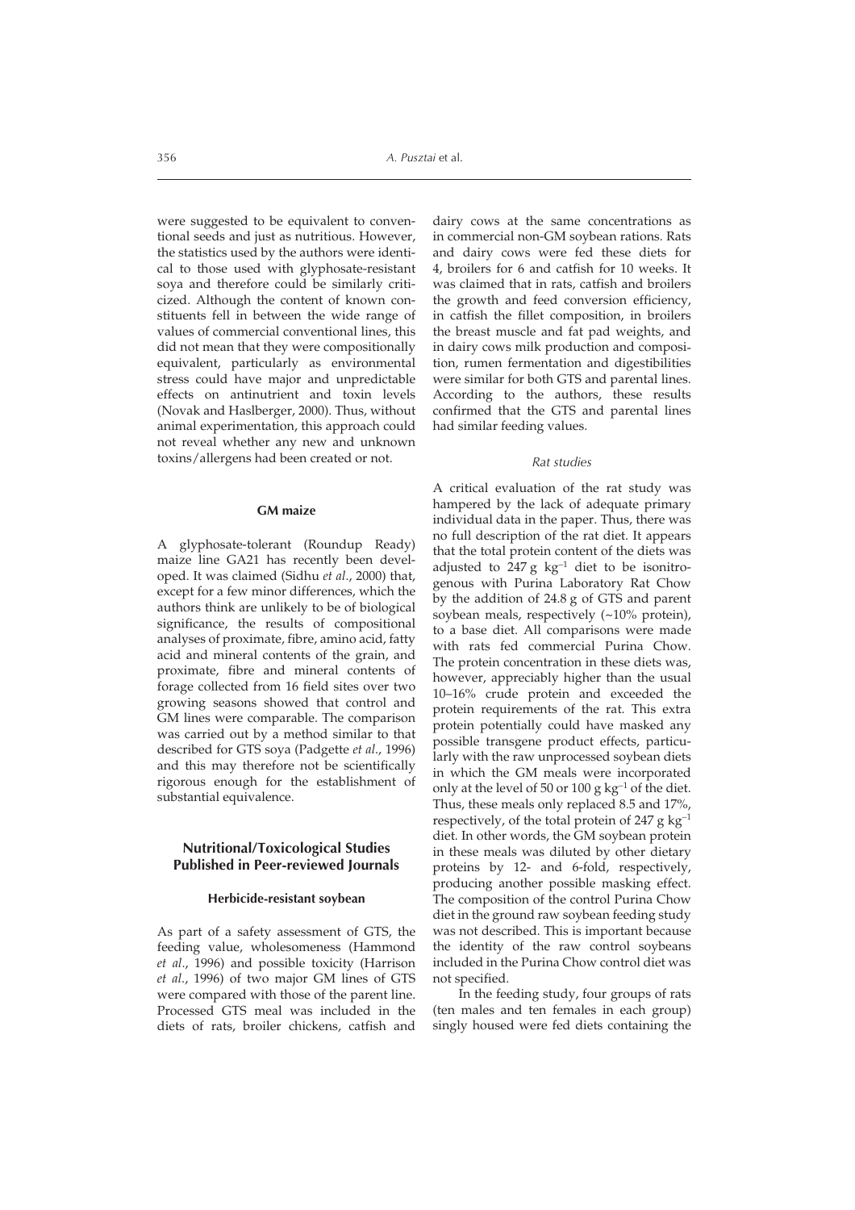were suggested to be equivalent to conventional seeds and just as nutritious. However, the statistics used by the authors were identical to those used with glyphosate-resistant soya and therefore could be similarly criticized. Although the content of known constituents fell in between the wide range of values of commercial conventional lines, this did not mean that they were compositionally equivalent, particularly as environmental stress could have major and unpredictable effects on antinutrient and toxin levels (Novak and Haslberger, 2000). Thus, without animal experimentation, this approach could not reveal whether any new and unknown toxins/allergens had been created or not.

### GM maize

A glyphosate-tolerant (Roundup Ready) maize line GA21 has recently been developed. It was claimed (Sidhu *et al*., 2000) that, except for a few minor differences, which the authors think are unlikely to be of biological significance, the results of compositional analyses of proximate, fibre, amino acid, fatty acid and mineral contents of the grain, and proximate, fibre and mineral contents of forage collected from 16 field sites over two growing seasons showed that control and GM lines were comparable. The comparison was carried out by a method similar to that described for GTS soya (Padgette *et al*., 1996) and this may therefore not be scientifically rigorous enough for the establishment of substantial equivalence.

## Nutritional/Toxicological Studies Published in Peer-reviewed Journals

### Herbicide-resistant soybean

As part of a safety assessment of GTS, the feeding value, wholesomeness (Hammond *et al*., 1996) and possible toxicity (Harrison *et al*., 1996) of two major GM lines of GTS were compared with those of the parent line. Processed GTS meal was included in the diets of rats, broiler chickens, catfish and dairy cows at the same concentrations as in commercial non-GM soybean rations. Rats and dairy cows were fed these diets for 4, broilers for 6 and catfish for 10 weeks. It was claimed that in rats, catfish and broilers the growth and feed conversion efficiency, in catfish the fillet composition, in broilers the breast muscle and fat pad weights, and in dairy cows milk production and composition, rumen fermentation and digestibilities were similar for both GTS and parental lines. According to the authors, these results confirmed that the GTS and parental lines had similar feeding values.

#### *Rat studies*

A critical evaluation of the rat study was hampered by the lack of adequate primary individual data in the paper. Thus, there was no full description of the rat diet. It appears that the total protein content of the diets was adjusted to 247 g $kg^{-1}$ diet to be isonitrogenous with Purina Laboratory Rat Chow by the addition of 24.8 g of GTS and parent soybean meals, respectively (~10% protein), to a base diet. All comparisons were made with rats fed commercial Purina Chow. The protein concentration in these diets was, however, appreciably higher than the usual 10–16% crude protein and exceeded the protein requirements of the rat. This extra protein potentially could have masked any possible transgene product effects, particularly with the raw unprocessed soybean diets in which the GM meals were incorporated only at the level of 50 or 100 g $kg^{-1}$ of the diet. Thus, these meals only replaced 8.5 and 17%, respectively, of the total protein of 247 g $kg^{-1}$ diet. In other words, the GM soybean protein in these meals was diluted by other dietary proteins by 12- and 6-fold, respectively, producing another possible masking effect. The composition of the control Purina Chow diet in the ground raw soybean feeding study was not described. This is important because the identity of the raw control soybeans included in the Purina Chow control diet was not specified.

In the feeding study, four groups of rats (ten males and ten females in each group) singly housed were fed diets containing the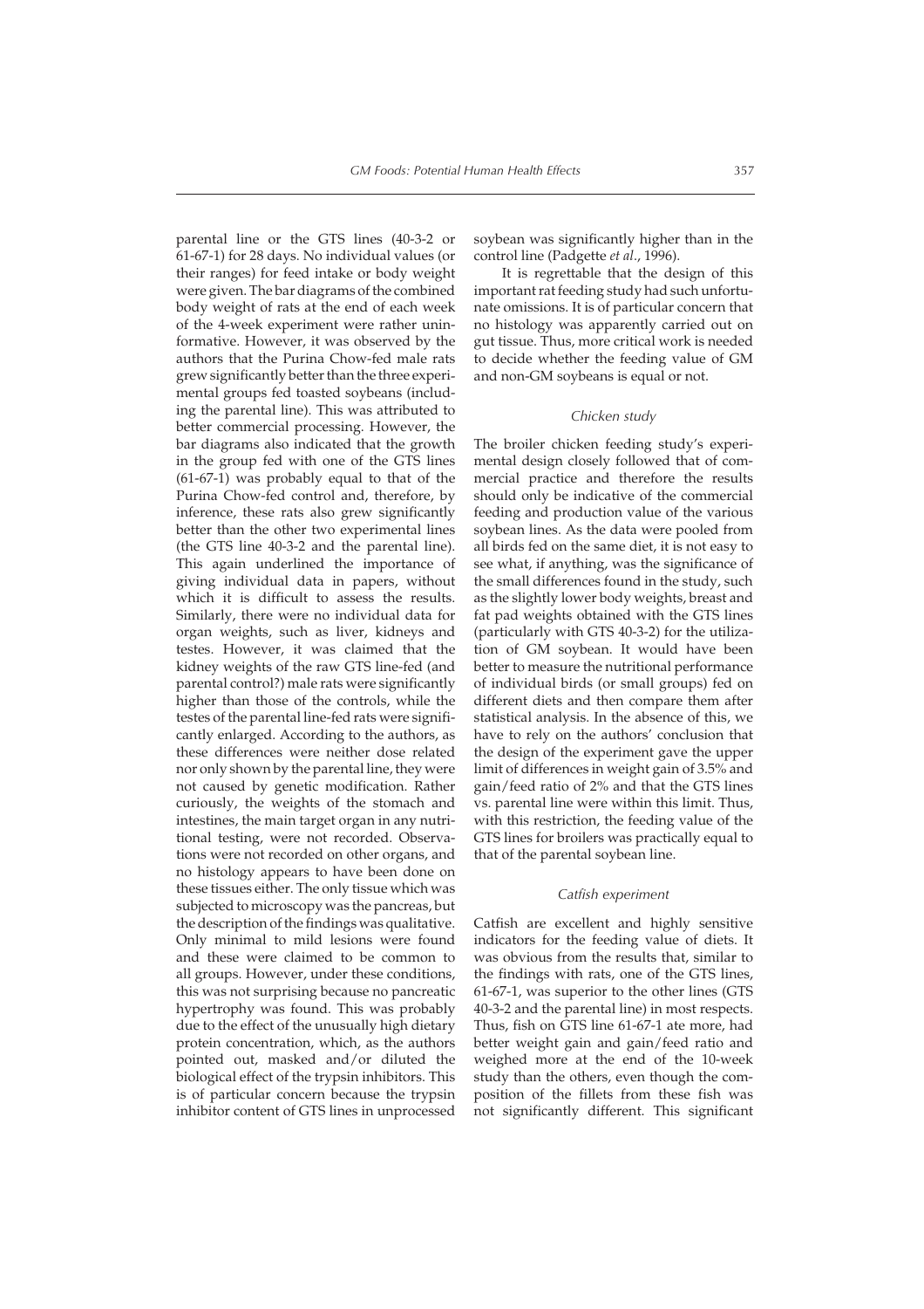parental line or the GTS lines (40-3-2 or 61-67-1) for 28 days. No individual values (or their ranges) for feed intake or body weight were given. The bar diagrams of the combined body weight of rats at the end of each week of the 4-week experiment were rather uninformative. However, it was observed by the authors that the Purina Chow-fed male rats grew significantly better than the three experimental groups fed toasted soybeans (including the parental line). This was attributed to better commercial processing. However, the bar diagrams also indicated that the growth in the group fed with one of the GTS lines (61-67-1) was probably equal to that of the Purina Chow-fed control and, therefore, by inference, these rats also grew significantly better than the other two experimental lines (the GTS line 40-3-2 and the parental line). This again underlined the importance of giving individual data in papers, without which it is difficult to assess the results. Similarly, there were no individual data for organ weights, such as liver, kidneys and testes. However, it was claimed that the kidney weights of the raw GTS line-fed (and parental control?) male rats were significantly higher than those of the controls, while the testes of the parental line-fed rats were significantly enlarged. According to the authors, as these differences were neither dose related nor only shown by the parental line, they were not caused by genetic modification. Rather curiously, the weights of the stomach and intestines, the main target organ in any nutritional testing, were not recorded. Observations were not recorded on other organs, and no histology appears to have been done on these tissues either. The only tissue which was subjected to microscopy was the pancreas, but the description of the findings was qualitative. Only minimal to mild lesions were found and these were claimed to be common to all groups. However, under these conditions, this was not surprising because no pancreatic hypertrophy was found. This was probably due to the effect of the unusually high dietary protein concentration, which, as the authors pointed out, masked and/or diluted the biological effect of the trypsin inhibitors. This is of particular concern because the trypsin inhibitor content of GTS lines in unprocessed soybean was significantly higher than in the control line (Padgette *et al*., 1996).

It is regrettable that the design of this important rat feeding study had such unfortunate omissions. It is of particular concern that no histology was apparently carried out on gut tissue. Thus, more critical work is needed to decide whether the feeding value of GM and non-GM soybeans is equal or not.

#### *Chicken study*

The broiler chicken feeding study's experimental design closely followed that of commercial practice and therefore the results should only be indicative of the commercial feeding and production value of the various soybean lines. As the data were pooled from all birds fed on the same diet, it is not easy to see what, if anything, was the significance of the small differences found in the study, such as the slightly lower body weights, breast and fat pad weights obtained with the GTS lines (particularly with GTS 40-3-2) for the utilization of GM soybean. It would have been better to measure the nutritional performance of individual birds (or small groups) fed on different diets and then compare them after statistical analysis. In the absence of this, we have to rely on the authors' conclusion that the design of the experiment gave the upper limit of differences in weight gain of 3.5% and gain/feed ratio of 2% and that the GTS lines vs. parental line were within this limit. Thus, with this restriction, the feeding value of the GTS lines for broilers was practically equal to that of the parental soybean line.

#### *Catfish experiment*

Catfish are excellent and highly sensitive indicators for the feeding value of diets. It was obvious from the results that, similar to the findings with rats, one of the GTS lines, 61-67-1, was superior to the other lines (GTS 40-3-2 and the parental line) in most respects. Thus, fish on GTS line 61-67-1 ate more, had better weight gain and gain/feed ratio and weighed more at the end of the 10-week study than the others, even though the composition of the fillets from these fish was not significantly different. This significant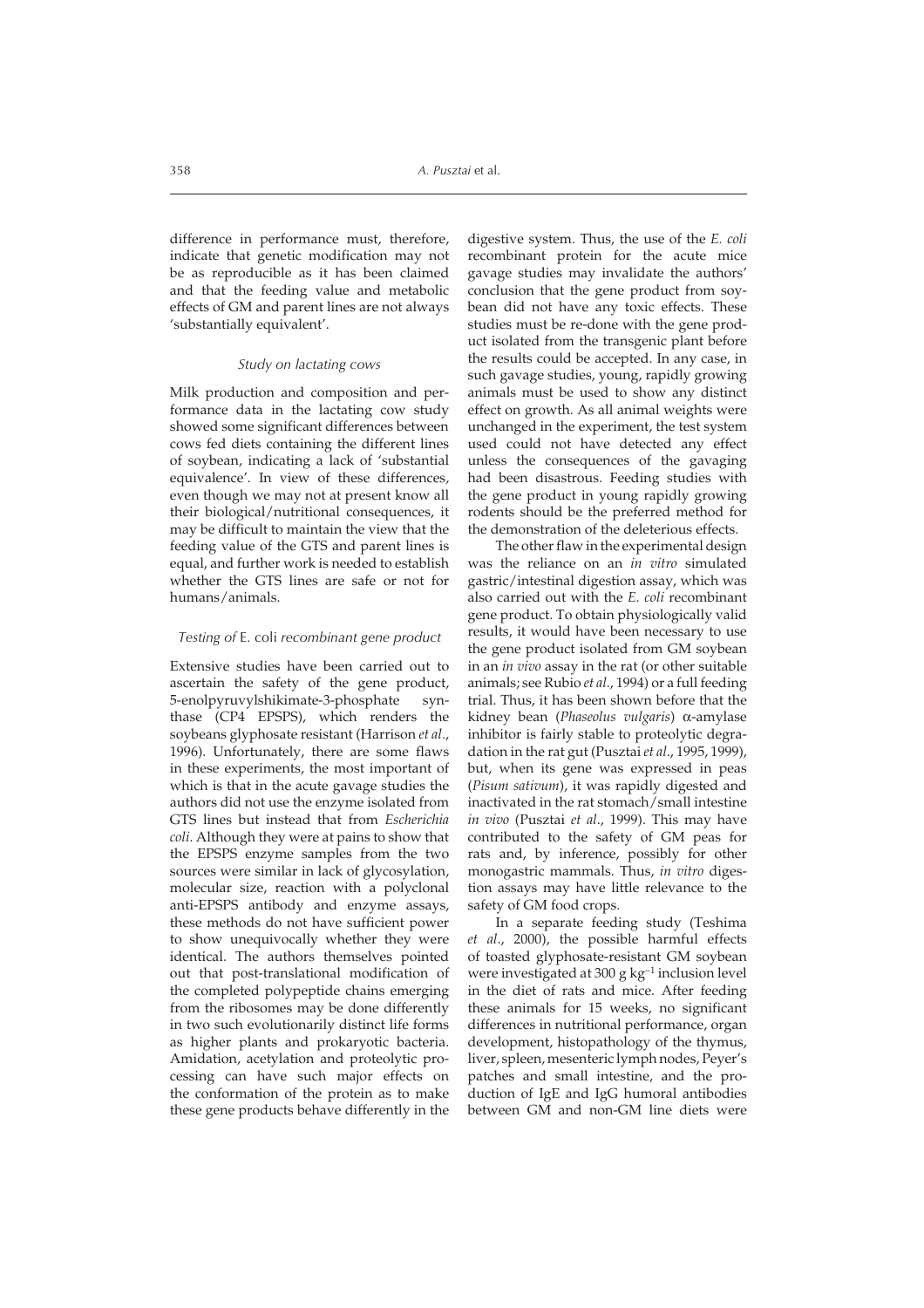difference in performance must, therefore, indicate that genetic modification may not be as reproducible as it has been claimed and that the feeding value and metabolic effects of GM and parent lines are not always 'substantially equivalent'.

### *Study on lactating cows*

Milk production and composition and performance data in the lactating cow study showed some significant differences between cows fed diets containing the different lines of soybean, indicating a lack of 'substantial equivalence'. In view of these differences, even though we may not at present know all their biological/nutritional consequences, it may be difficult to maintain the view that the feeding value of the GTS and parent lines is equal, and further work is needed to establish whether the GTS lines are safe or not for humans/animals.

### *Testing of* E. coli *recombinant gene product*

Extensive studies have been carried out to ascertain the safety of the gene product, 5-enolpyruvylshikimate-3-phosphate synthase (CP4 EPSPS), which renders the soybeans glyphosate resistant (Harrison *et al*., 1996). Unfortunately, there are some flaws in these experiments, the most important of which is that in the acute gavage studies the authors did not use the enzyme isolated from GTS lines but instead that from *Escherichia coli*. Although they were at pains to show that the EPSPS enzyme samples from the two sources were similar in lack of glycosylation, molecular size, reaction with a polyclonal anti-EPSPS antibody and enzyme assays, these methods do not have sufficient power to show unequivocally whether they were identical. The authors themselves pointed out that post-translational modification of the completed polypeptide chains emerging from the ribosomes may be done differently in two such evolutionarily distinct life forms as higher plants and prokaryotic bacteria. Amidation, acetylation and proteolytic processing can have such major effects on the conformation of the protein as to make these gene products behave differently in the digestive system. Thus, the use of the *E. coli* recombinant protein for the acute mice gavage studies may invalidate the authors' conclusion that the gene product from soybean did not have any toxic effects. These studies must be re-done with the gene product isolated from the transgenic plant before the results could be accepted. In any case, in such gavage studies, young, rapidly growing animals must be used to show any distinct effect on growth. As all animal weights were unchanged in the experiment, the test system used could not have detected any effect unless the consequences of the gavaging had been disastrous. Feeding studies with the gene product in young rapidly growing rodents should be the preferred method for the demonstration of the deleterious effects.

The other flaw in the experimental design was the reliance on an *in vitro* simulated gastric/intestinal digestion assay, which was also carried out with the *E. coli* recombinant gene product. To obtain physiologically valid results, it would have been necessary to use the gene product isolated from GM soybean in an *in vivo* assay in the rat (or other suitable animals; see Rubio *et al*., 1994) or a full feeding trial. Thus, it has been shown before that the kidney bean (*Phaseolus vulgaris*) α-amylase inhibitor is fairly stable to proteolytic degradation in the rat gut (Pusztai *et al*., 1995, 1999), but, when its gene was expressed in peas (*Pisum sativum*), it was rapidly digested and inactivated in the rat stomach/small intestine *in vivo* (Pusztai *et al*., 1999). This may have contributed to the safety of GM peas for rats and, by inference, possibly for other monogastric mammals. Thus, *in vitro* digestion assays may have little relevance to the safety of GM food crops.

In a separate feeding study (Teshima *et al*., 2000), the possible harmful effects of toasted glyphosate-resistant GM soybean were investigated at 300 g $kg^{-1}$ inclusion level in the diet of rats and mice. After feeding these animals for 15 weeks, no significant differences in nutritional performance, organ development, histopathology of the thymus, liver, spleen, mesenteric lymph nodes, Peyer's patches and small intestine, and the production of IgE and IgG humoral antibodies between GM and non-GM line diets were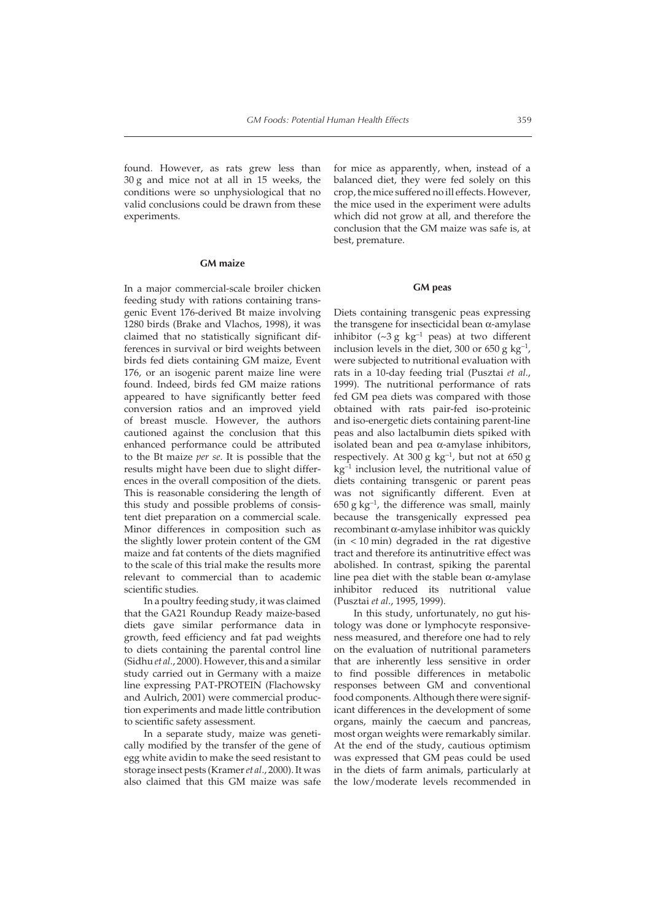found. However, as rats grew less than 30 g and mice not at all in 15 weeks, the conditions were so unphysiological that no valid conclusions could be drawn from these experiments.

### GM maize

In a major commercial-scale broiler chicken feeding study with rations containing transgenic Event 176-derived Bt maize involving 1280 birds (Brake and Vlachos, 1998), it was claimed that no statistically significant differences in survival or bird weights between birds fed diets containing GM maize, Event 176, or an isogenic parent maize line were found. Indeed, birds fed GM maize rations appeared to have significantly better feed conversion ratios and an improved yield of breast muscle. However, the authors cautioned against the conclusion that this enhanced performance could be attributed to the Bt maize *per se*. It is possible that the results might have been due to slight differences in the overall composition of the diets. This is reasonable considering the length of this study and possible problems of consistent diet preparation on a commercial scale. Minor differences in composition such as the slightly lower protein content of the GM maize and fat contents of the diets magnified to the scale of this trial make the results more relevant to commercial than to academic scientific studies.

In a poultry feeding study, it was claimed that the GA21 Roundup Ready maize-based diets gave similar performance data in growth, feed efficiency and fat pad weights to diets containing the parental control line (Sidhu *et al*., 2000). However, this and a similar study carried out in Germany with a maize line expressing PAT-PROTEIN (Flachowsky and Aulrich, 2001) were commercial production experiments and made little contribution to scientific safety assessment.

In a separate study, maize was genetically modified by the transfer of the gene of egg white avidin to make the seed resistant to storage insect pests (Kramer *et al*., 2000). It was also claimed that this GM maize was safe for mice as apparently, when, instead of a balanced diet, they were fed solely on this crop, the mice suffered no ill effects. However, the mice used in the experiment were adults which did not grow at all, and therefore the conclusion that the GM maize was safe is, at best, premature.

### GM peas

Diets containing transgenic peas expressing the transgene for insecticidal bean α-amylase inhibitor (~3 g $kg^{-1}$ peas) at two different inclusion levels in the diet, 300 or 650 g $kg^{-1}$, were subjected to nutritional evaluation with rats in a 10-day feeding trial (Pusztai *et al*., 1999). The nutritional performance of rats fed GM pea diets was compared with those obtained with rats pair-fed iso-proteinic and iso-energetic diets containing parent-line peas and also lactalbumin diets spiked with isolated bean and pea α-amylase inhibitors, respectively. At 300 g $kg^{-1}$, but not at 650 g $kg^{-1}$ inclusion level, the nutritional value of diets containing transgenic or parent peas was not significantly different. Even at 650 g $kg^{-1}$, the difference was small, mainly because the transgenically expressed pea recombinant α-amylase inhibitor was quickly (in < 10 min) degraded in the rat digestive tract and therefore its antinutritive effect was abolished. In contrast, spiking the parental line pea diet with the stable bean α-amylase inhibitor reduced its nutritional value (Pusztai *et al*., 1995, 1999).

In this study, unfortunately, no gut histology was done or lymphocyte responsiveness measured, and therefore one had to rely on the evaluation of nutritional parameters that are inherently less sensitive in order to find possible differences in metabolic responses between GM and conventional food components. Although there were significant differences in the development of some organs, mainly the caecum and pancreas, most organ weights were remarkably similar. At the end of the study, cautious optimism was expressed that GM peas could be used in the diets of farm animals, particularly at the low/moderate levels recommended in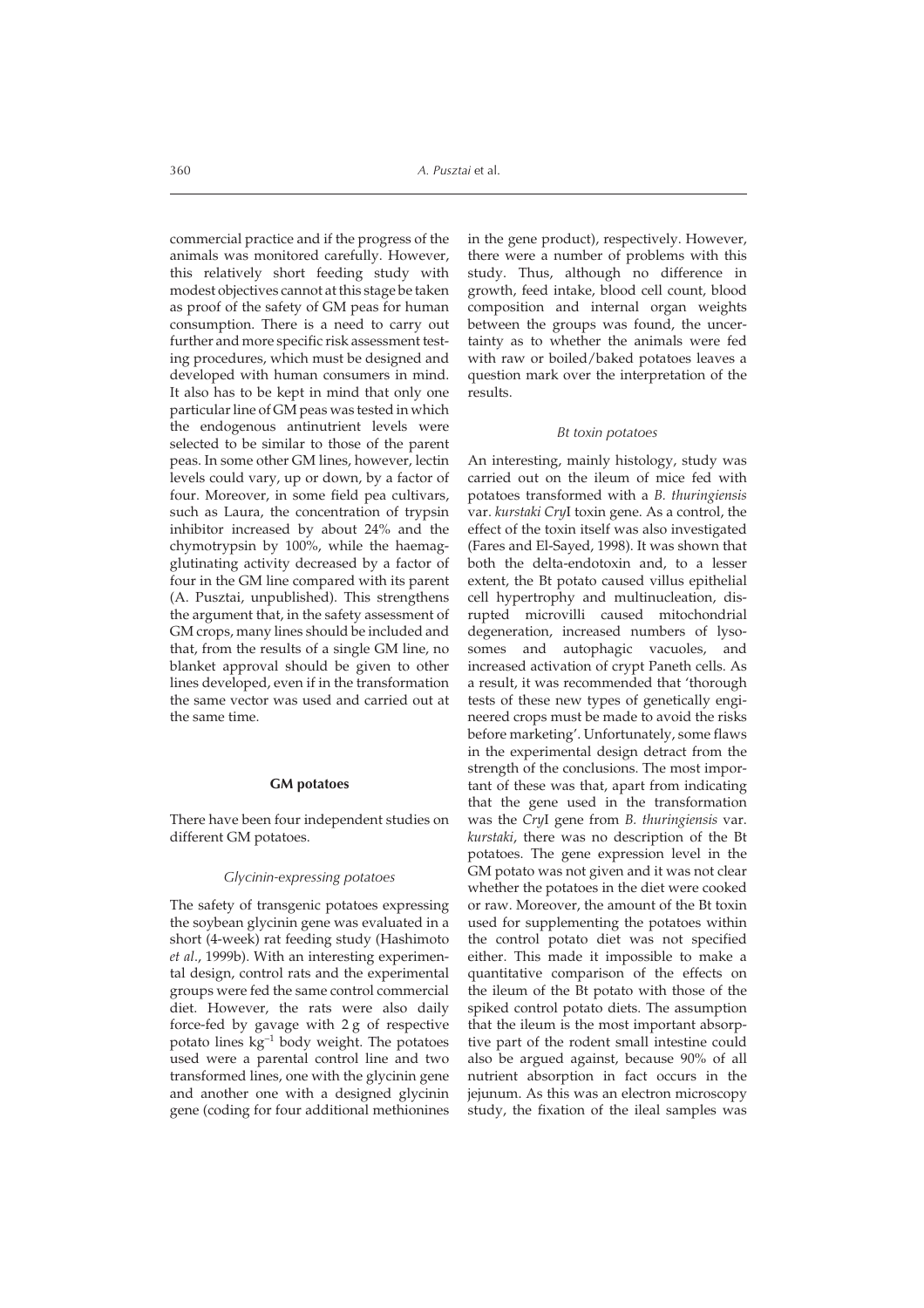commercial practice and if the progress of the animals was monitored carefully. However, this relatively short feeding study with modest objectives cannot at this stage be taken as proof of the safety of GM peas for human consumption. There is a need to carry out further and more specific risk assessment testing procedures, which must be designed and developed with human consumers in mind. It also has to be kept in mind that only one particular line of GM peas was tested in which the endogenous antinutrient levels were selected to be similar to those of the parent peas. In some other GM lines, however, lectin levels could vary, up or down, by a factor of four. Moreover, in some field pea cultivars, such as Laura, the concentration of trypsin inhibitor increased by about 24% and the chymotrypsin by 100%, while the haemagglutinating activity decreased by a factor of four in the GM line compared with its parent (A. Pusztai, unpublished). This strengthens the argument that, in the safety assessment of GM crops, many lines should be included and that, from the results of a single GM line, no blanket approval should be given to other lines developed, even if in the transformation the same vector was used and carried out at the same time.

## GM potatoes

There have been four independent studies on different GM potatoes.

### *Glycinin-expressing potatoes*

The safety of transgenic potatoes expressing the soybean glycinin gene was evaluated in a short (4-week) rat feeding study (Hashimoto *et al*., 1999b). With an interesting experimental design, control rats and the experimental groups were fed the same control commercial diet. However, the rats were also daily force-fed by gavage with 2 g of respective potato lines $kg^{-1}$ body weight. The potatoes used were a parental control line and two transformed lines, one with the glycinin gene and another one with a designed glycinin gene (coding for four additional methionines in the gene product), respectively. However, there were a number of problems with this study. Thus, although no difference in growth, feed intake, blood cell count, blood composition and internal organ weights between the groups was found, the uncertainty as to whether the animals were fed with raw or boiled/baked potatoes leaves a question mark over the interpretation of the results.

### *Bt toxin potatoes*

An interesting, mainly histology, study was carried out on the ileum of mice fed with potatoes transformed with a *B. thuringiensis* var. *kurstaki Cry*I toxin gene. As a control, the effect of the toxin itself was also investigated (Fares and El-Sayed, 1998). It was shown that both the delta-endotoxin and, to a lesser extent, the Bt potato caused villus epithelial cell hypertrophy and multinucleation, disrupted microvilli caused mitochondrial degeneration, increased numbers of lysosomes and autophagic vacuoles, and increased activation of crypt Paneth cells. As a result, it was recommended that 'thorough tests of these new types of genetically engineered crops must be made to avoid the risks before marketing'. Unfortunately, some flaws in the experimental design detract from the strength of the conclusions. The most important of these was that, apart from indicating that the gene used in the transformation was the *Cry*I gene from *B. thuringiensis* var. *kurstaki*, there was no description of the Bt potatoes. The gene expression level in the GM potato was not given and it was not clear whether the potatoes in the diet were cooked or raw. Moreover, the amount of the Bt toxin used for supplementing the potatoes within the control potato diet was not specified either. This made it impossible to make a quantitative comparison of the effects on the ileum of the Bt potato with those of the spiked control potato diets. The assumption that the ileum is the most important absorptive part of the rodent small intestine could also be argued against, because 90% of all nutrient absorption in fact occurs in the jejunum. As this was an electron microscopy study, the fixation of the ileal samples was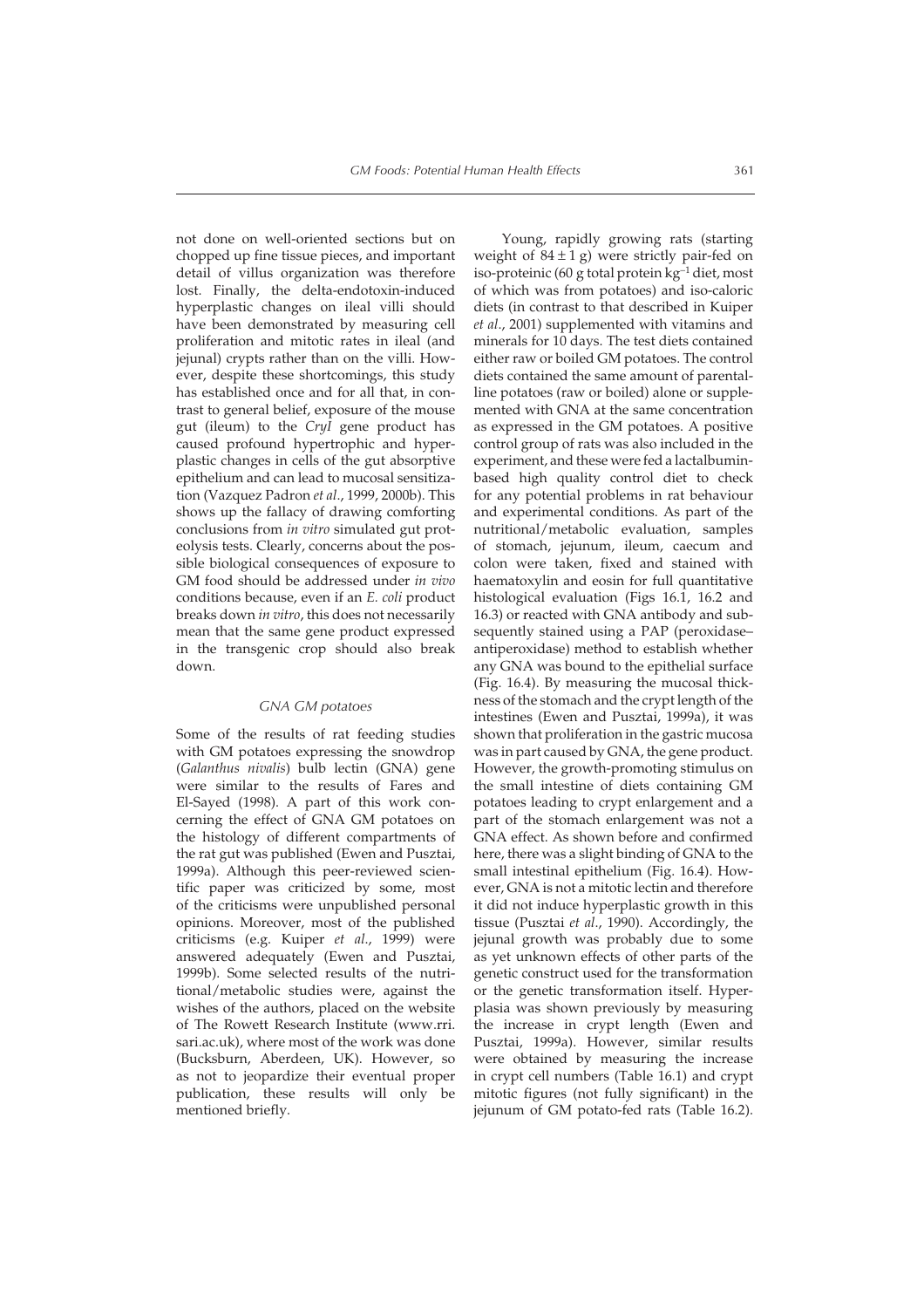not done on well-oriented sections but on chopped up fine tissue pieces, and important detail of villus organization was therefore lost. Finally, the delta-endotoxin-induced hyperplastic changes on ileal villi should have been demonstrated by measuring cell proliferation and mitotic rates in ileal (and jejunal) crypts rather than on the villi. However, despite these shortcomings, this study has established once and for all that, in contrast to general belief, exposure of the mouse gut (ileum) to the *CryI* gene product has caused profound hypertrophic and hyperplastic changes in cells of the gut absorptive epithelium and can lead to mucosal sensitization (Vazquez Padron *et al*., 1999, 2000b). This shows up the fallacy of drawing comforting conclusions from *in vitro* simulated gut proteolysis tests. Clearly, concerns about the possible biological consequences of exposure to GM food should be addressed under *in vivo* conditions because, even if an *E. coli* product breaks down *in vitro*, this does not necessarily mean that the same gene product expressed in the transgenic crop should also break down.

### *GNA GM potatoes*

Some of the results of rat feeding studies with GM potatoes expressing the snowdrop (*Galanthus nivalis*) bulb lectin (GNA) gene were similar to the results of Fares and El-Sayed (1998). A part of this work concerning the effect of GNA GM potatoes on the histology of different compartments of the rat gut was published (Ewen and Pusztai, 1999a). Although this peer-reviewed scientific paper was criticized by some, most of the criticisms were unpublished personal opinions. Moreover, most of the published criticisms (e.g. Kuiper *et al*., 1999) were answered adequately (Ewen and Pusztai, 1999b). Some selected results of the nutritional/metabolic studies were, against the wishes of the authors, placed on the website of The Rowett Research Institute (www.rri.sari.ac.uk), where most of the work was done (Bucksburn, Aberdeen, UK). However, so as not to jeopardize their eventual proper publication, these results will only be mentioned briefly.

Young, rapidly growing rats (starting weight of $84 \pm 1$ g) were strictly pair-fed on iso-proteinic (60 g total protein kg$^{-1}$ diet, most of which was from potatoes) and iso-caloric diets (in contrast to that described in Kuiper *et al*., 2001) supplemented with vitamins and minerals for 10 days. The test diets contained either raw or boiled GM potatoes. The control diets contained the same amount of parental-line potatoes (raw or boiled) alone or supplemented with GNA at the same concentration as expressed in the GM potatoes. A positive control group of rats was also included in the experiment, and these were fed a lactalbumin-based high quality control diet to check for any potential problems in rat behaviour and experimental conditions. As part of the nutritional/metabolic evaluation, samples of stomach, jejunum, ileum, caecum and colon were taken, fixed and stained with haematoxylin and eosin for full quantitative histological evaluation (Figs 16.1, 16.2 and 16.3) or reacted with GNA antibody and subsequently stained using a PAP (peroxidase–antiperoxidase) method to establish whether any GNA was bound to the epithelial surface (Fig. 16.4). By measuring the mucosal thickness of the stomach and the crypt length of the intestines (Ewen and Pusztai, 1999a), it was shown that proliferation in the gastric mucosa was in part caused by GNA, the gene product. However, the growth-promoting stimulus on the small intestine of diets containing GM potatoes leading to crypt enlargement and a part of the stomach enlargement was not a GNA effect. As shown before and confirmed here, there was a slight binding of GNA to the small intestinal epithelium (Fig. 16.4). However, GNA is not a mitotic lectin and therefore it did not induce hyperplastic growth in this tissue (Pusztai *et al*., 1990). Accordingly, the jejunal growth was probably due to some as yet unknown effects of other parts of the genetic construct used for the transformation or the genetic transformation itself. Hyperplasia was shown previously by measuring the increase in crypt length (Ewen and Pusztai, 1999a). However, similar results were obtained by measuring the increase in crypt cell numbers (Table 16.1) and crypt mitotic figures (not fully significant) in the jejunum of GM potato-fed rats (Table 16.2).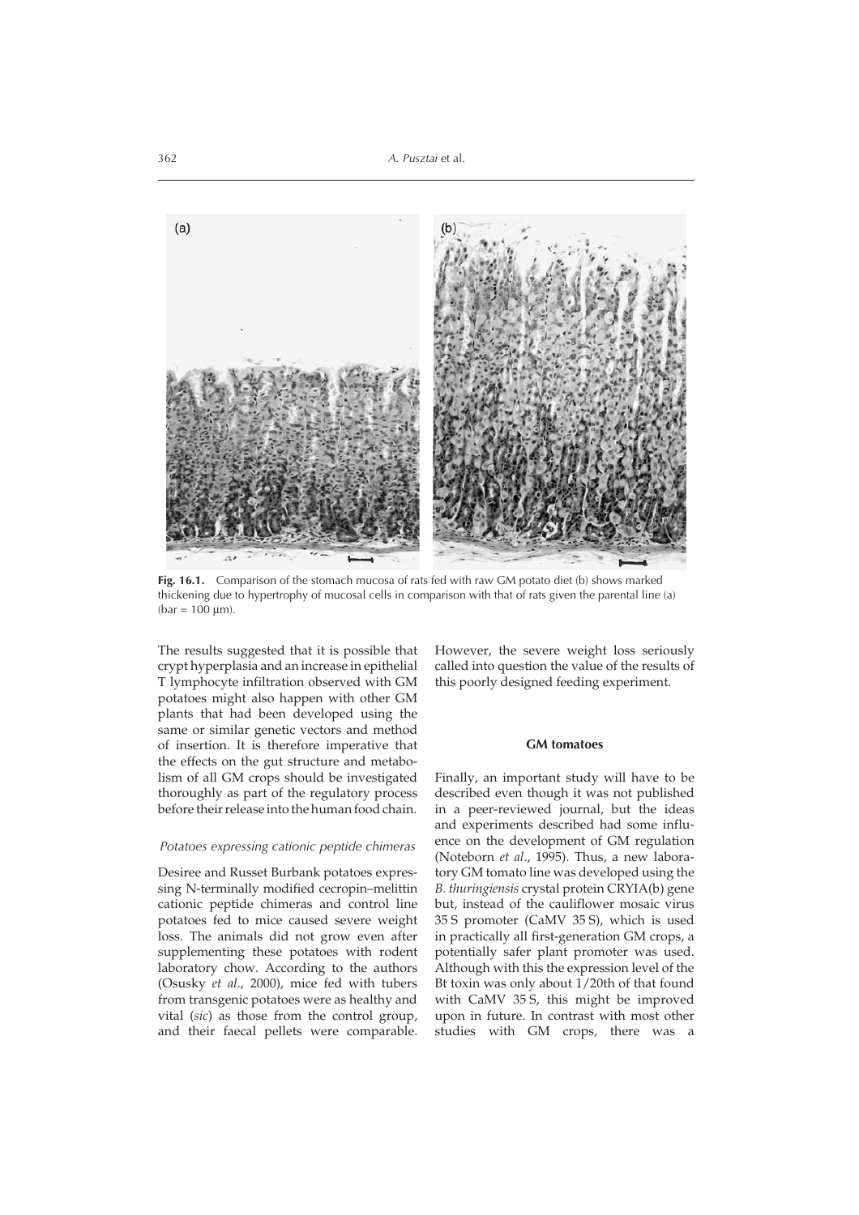**Fig. 16.1.** Comparison of the stomach mucosa of rats fed with raw GM potato diet (b) shows marked thickening due to hypertrophy of mucosal cells in comparison with that of rats given the parental line (a) (bar = 100 μm).

The results suggested that it is possible that crypt hyperplasia and an increase in epithelial T lymphocyte infiltration observed with GM potatoes might also happen with other GM plants that had been developed using the same or similar genetic vectors and method of insertion. It is therefore imperative that the effects on the gut structure and metabolism of all GM crops should be investigated thoroughly as part of the regulatory process before their release into the human food chain.

#### *Potatoes expressing cationic peptide chimeras*

Desiree and Russet Burbank potatoes expressing N-terminally modified cecropin–melittin cationic peptide chimeras and control line potatoes fed to mice caused severe weight loss. The animals did not grow even after supplementing these potatoes with rodent laboratory chow. According to the authors (Osusky *et al*., 2000), mice fed with tubers from transgenic potatoes were as healthy and vital (*sic*) as those from the control group, and their faecal pellets were comparable. However, the severe weight loss seriously called into question the value of the results of this poorly designed feeding experiment.

### GM tomatoes

Finally, an important study will have to be described even though it was not published in a peer-reviewed journal, but the ideas and experiments described had some influence on the development of GM regulation (Noteborn *et al*., 1995). Thus, a new laboratory GM tomato line was developed using the *B. thuringiensis* crystal protein CRYIA(b) gene but, instead of the cauliflower mosaic virus 35 S promoter (CaMV 35 S), which is used in practically all first-generation GM crops, a potentially safer plant promoter was used. Although with this the expression level of the Bt toxin was only about 1/20th of that found with CaMV 35 S, this might be improved upon in future. In contrast with most other studies with GM crops, there was a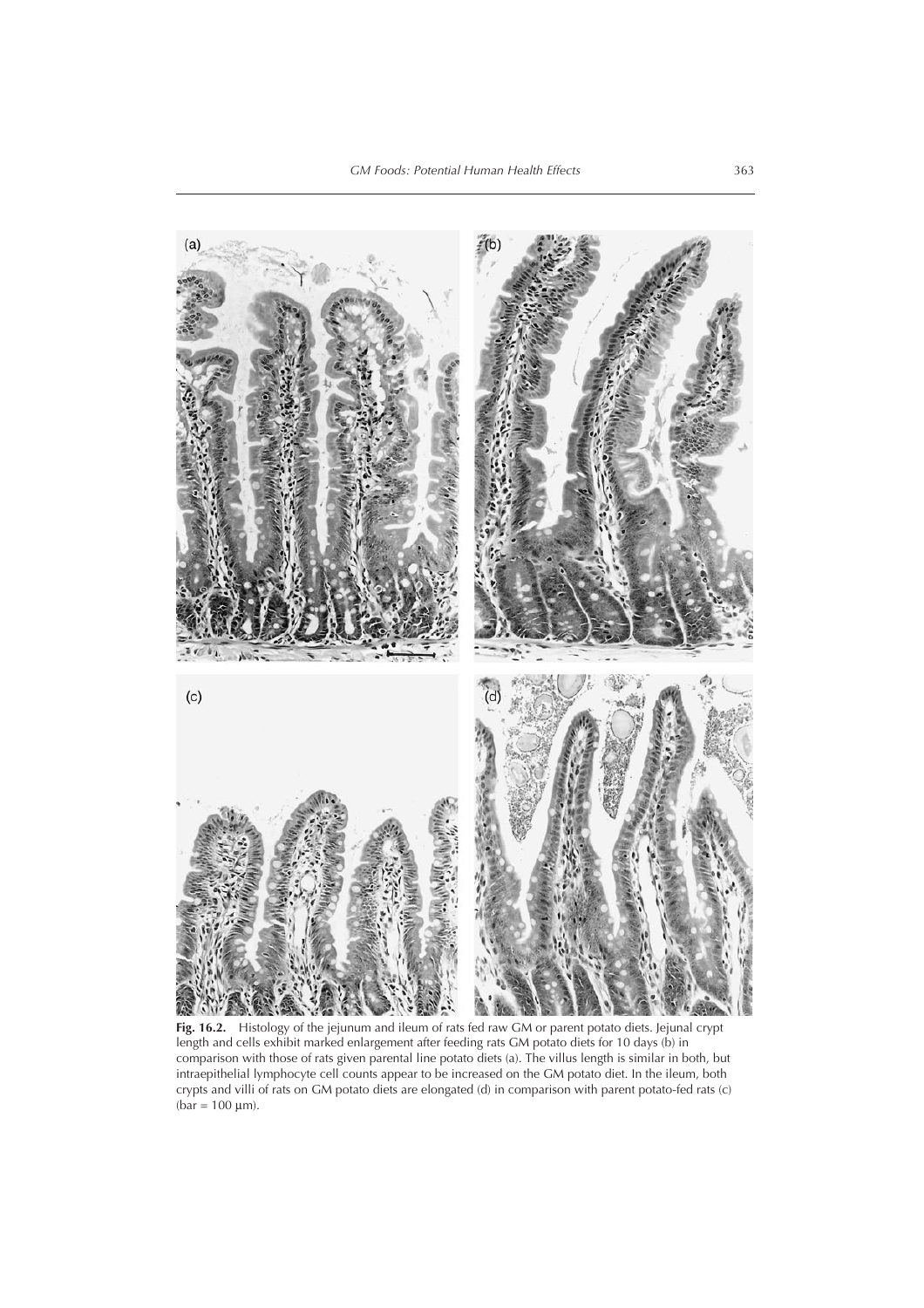**Fig. 16.2.** Histology of the jejunum and ileum of rats fed raw GM or parent potato diets. Jejunal crypt length and cells exhibit marked enlargement after feeding rats GM potato diets for 10 days (b) in comparison with those of rats given parental line potato diets (a). The villus length is similar in both, but intraepithelial lymphocyte cell counts appear to be increased on the GM potato diet. In the ileum, both crypts and villi of rats on GM potato diets are elongated (d) in comparison with parent potato-fed rats (c) (bar = 100 μm).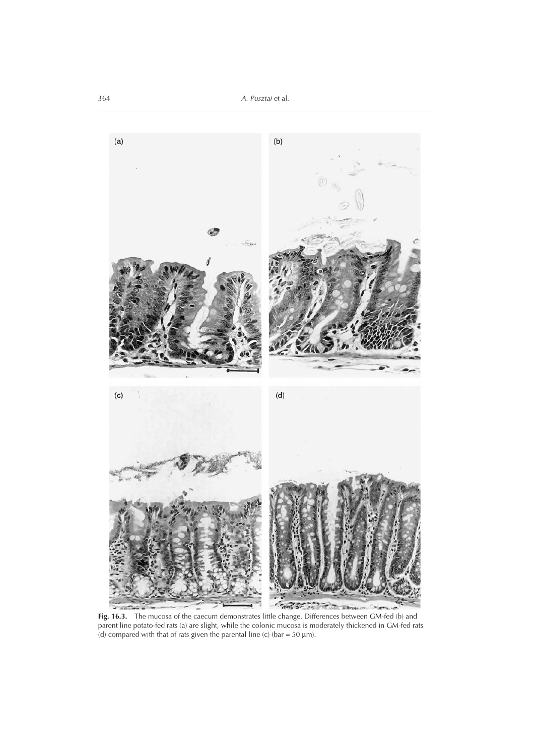**Fig. 16.3.** The mucosa of the caecum demonstrates little change. Differences between GM-fed (b) and parent line potato-fed rats (a) are slight, while the colonic mucosa is moderately thickened in GM-fed rats (d) compared with that of rats given the parental line (c) (bar = 50 μm).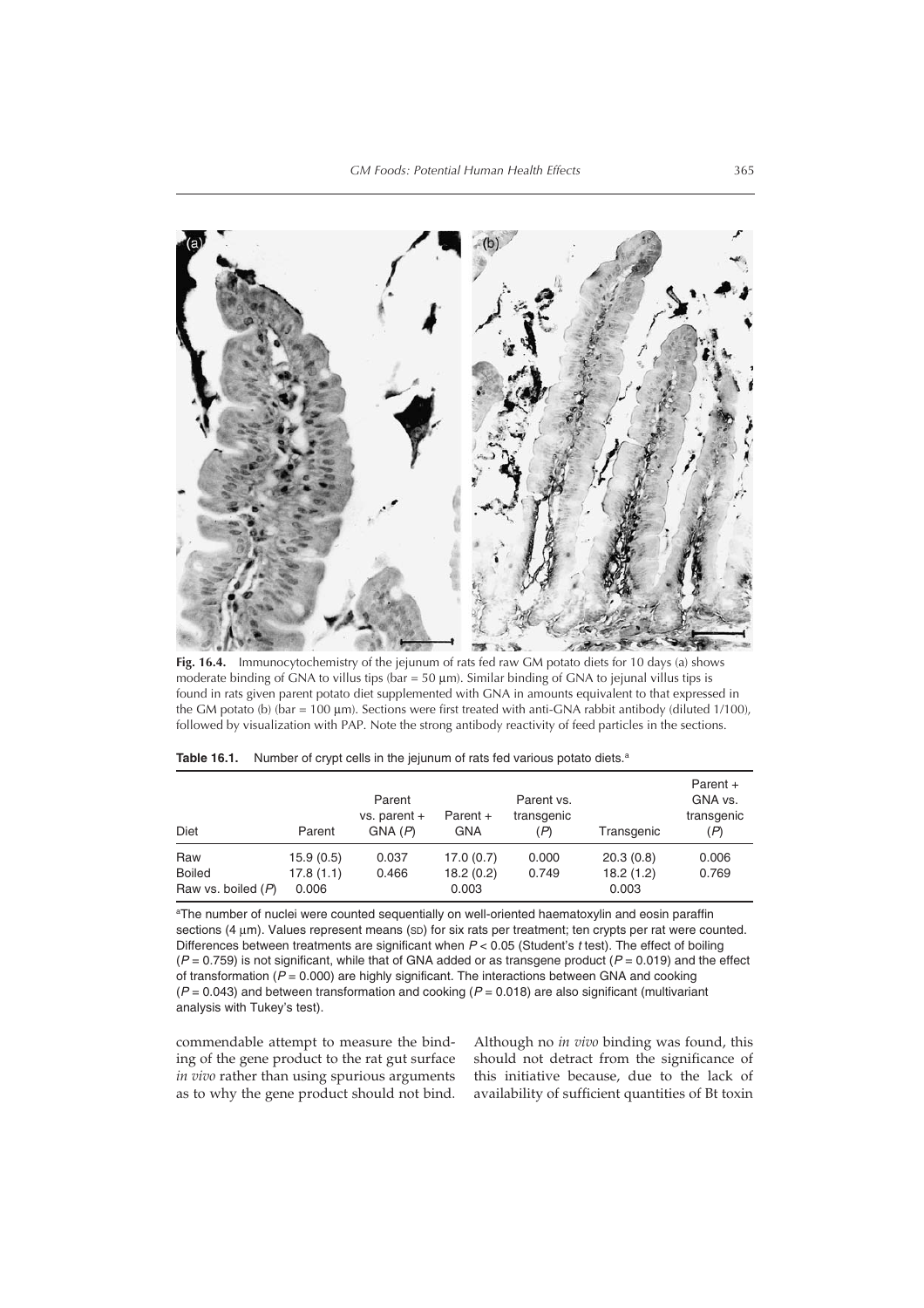Fig. 16.4. Immunocytochemistry of the jejunum of rats fed raw GM potato diets for 10 days (a) shows moderate binding of GNA to villus tips (bar = 50 μm). Similar binding of GNA to jejunal villus tips is found in rats given parent potato diet supplemented with GNA in amounts equivalent to that expressed in the GM potato (b) (bar = 100 μm). Sections were first treated with anti-GNA rabbit antibody (diluted 1/100), followed by visualization with PAP. Note the strong antibody reactivity of feed particles in the sections.

**Table 16.1.** Number of crypt cells in the jejunum of rats fed various potato diets.[a]

| Diet | Parent | Parent vs. parent + GNA (*P*) | Parent + GNA | Parent vs. transgenic (*P*) | Transgenic | Parent + GNA vs. transgenic (*P*) |
|---|---|---|---|---|---|---|
| Raw | 15.9 (0.5) | 0.037 | 17.0 (0.7) | 0.000 | 20.3 (0.8) | 0.006 |
| Boiled | 17.8 (1.1) | 0.466 | 18.2 (0.2) | 0.749 | 18.2 (1.2) | 0.769 |
| Raw vs. boiled (*P*) | 0.006 | | 0.003 | | 0.003 | |

[a]The number of nuclei were counted sequentially on well-oriented haematoxylin and eosin paraffin sections (4 μm). Values represent means (SD) for six rats per treatment; ten crypts per rat were counted. Differences between treatments are significant when $P < 0.05$ (Student's *t* test). The effect of boiling ($P = 0.759$) is not significant, while that of GNA added or as transgene product ($P = 0.019$) and the effect of transformation ($P = 0.000$) are highly significant. The interactions between GNA and cooking ($P = 0.043$) and between transformation and cooking ($P = 0.018$) are also significant (multivariant analysis with Tukey's test).

commendable attempt to measure the binding of the gene product to the rat gut surface *in vivo* rather than using spurious arguments as to why the gene product should not bind. Although no *in vivo* binding was found, this should not detract from the significance of this initiative because, due to the lack of availability of sufficient quantities of Bt toxin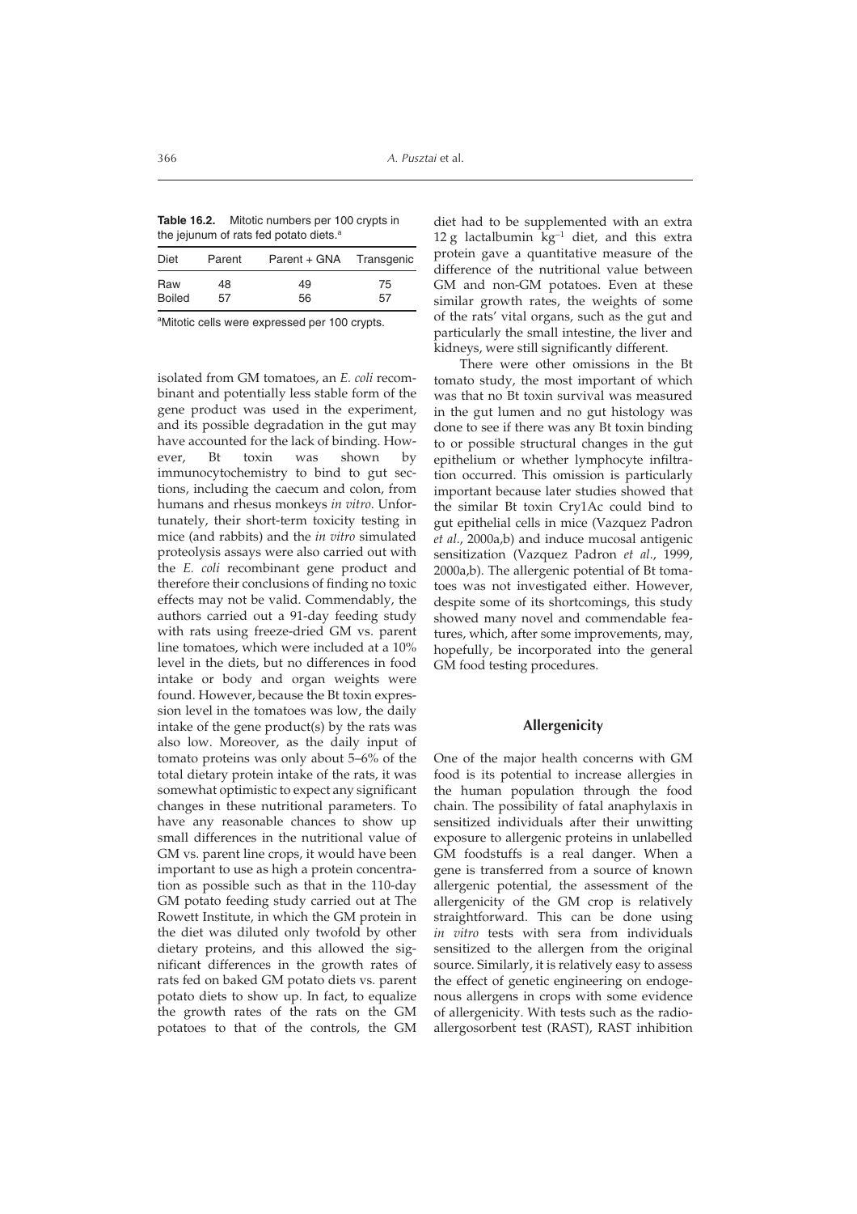**Table 16.2.** Mitotic numbers per 100 crypts in the jejunum of rats fed potato diets.[a]

| Diet | Parent | Parent + GNA | Transgenic |
|---|---|---|---|
| Raw | 48 | 49 | 75 |
| Boiled | 57 | 56 | 57 |

[a]Mitotic cells were expressed per 100 crypts.

isolated from GM tomatoes, an *E. coli* recombinant and potentially less stable form of the gene product was used in the experiment, and its possible degradation in the gut may have accounted for the lack of binding. However, Bt toxin was shown by immunocytochemistry to bind to gut sections, including the caecum and colon, from humans and rhesus monkeys *in vitro*. Unfortunately, their short-term toxicity testing in mice (and rabbits) and the *in vitro* simulated proteolysis assays were also carried out with the *E. coli* recombinant gene product and therefore their conclusions of finding no toxic effects may not be valid. Commendably, the authors carried out a 91-day feeding study with rats using freeze-dried GM vs. parent line tomatoes, which were included at a 10% level in the diets, but no differences in food intake or body and organ weights were found. However, because the Bt toxin expression level in the tomatoes was low, the daily intake of the gene product(s) by the rats was also low. Moreover, as the daily input of tomato proteins was only about 5–6% of the total dietary protein intake of the rats, it was somewhat optimistic to expect any significant changes in these nutritional parameters. To have any reasonable chances to show up small differences in the nutritional value of GM vs. parent line crops, it would have been important to use as high a protein concentration as possible such as that in the 110-day GM potato feeding study carried out at The Rowett Institute, in which the GM protein in the diet was diluted only twofold by other dietary proteins, and this allowed the significant differences in the growth rates of rats fed on baked GM potato diets vs. parent potato diets to show up. In fact, to equalize the growth rates of the rats on the GM potatoes to that of the controls, the GM diet had to be supplemented with an extra 12 g lactalbumin $kg^{-1}$ diet, and this extra protein gave a quantitative measure of the difference of the nutritional value between GM and non-GM potatoes. Even at these similar growth rates, the weights of some of the rats' vital organs, such as the gut and particularly the small intestine, the liver and kidneys, were still significantly different.

There were other omissions in the Bt tomato study, the most important of which was that no Bt toxin survival was measured in the gut lumen and no gut histology was done to see if there was any Bt toxin binding to or possible structural changes in the gut epithelium or whether lymphocyte infiltration occurred. This omission is particularly important because later studies showed that the similar Bt toxin Cry1Ac could bind to gut epithelial cells in mice (Vazquez Padron *et al*., 2000a,b) and induce mucosal antigenic sensitization (Vazquez Padron *et al*., 1999, 2000a,b). The allergenic potential of Bt tomatoes was not investigated either. However, despite some of its shortcomings, this study showed many novel and commendable features, which, after some improvements, may, hopefully, be incorporated into the general GM food testing procedures.

## Allergenicity

One of the major health concerns with GM food is its potential to increase allergies in the human population through the food chain. The possibility of fatal anaphylaxis in sensitized individuals after their unwitting exposure to allergenic proteins in unlabelled GM foodstuffs is a real danger. When a gene is transferred from a source of known allergenic potential, the assessment of the allergenicity of the GM crop is relatively straightforward. This can be done using *in vitro* tests with sera from individuals sensitized to the allergen from the original source. Similarly, it is relatively easy to assess the effect of genetic engineering on endogenous allergens in crops with some evidence of allergenicity. With tests such as the radioallergosorbent test (RAST), RAST inhibition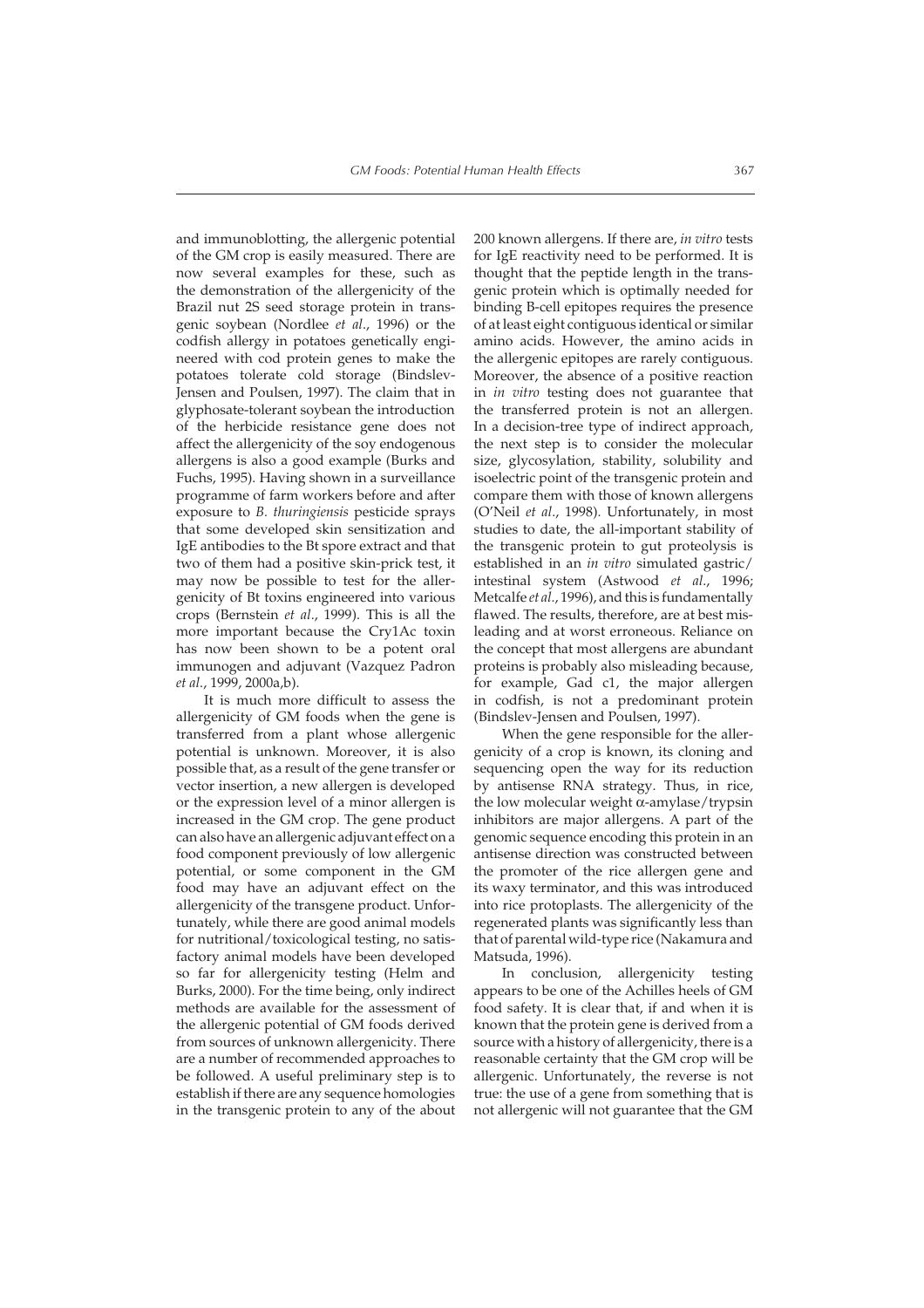and immunoblotting, the allergenic potential of the GM crop is easily measured. There are now several examples for these, such as the demonstration of the allergenicity of the Brazil nut 2S seed storage protein in transgenic soybean (Nordlee *et al.*, 1996) or the codfish allergy in potatoes genetically engineered with cod protein genes to make the potatoes tolerate cold storage (Bindslev-Jensen and Poulsen, 1997). The claim that in glyphosate-tolerant soybean the introduction of the herbicide resistance gene does not affect the allergenicity of the soy endogenous allergens is also a good example (Burks and Fuchs, 1995). Having shown in a surveillance programme of farm workers before and after exposure to *B. thuringiensis* pesticide sprays that some developed skin sensitization and IgE antibodies to the Bt spore extract and that two of them had a positive skin-prick test, it may now be possible to test for the allergenicity of Bt toxins engineered into various crops (Bernstein *et al.*, 1999). This is all the more important because the Cry1Ac toxin has now been shown to be a potent oral immunogen and adjuvant (Vazquez Padron *et al.*, 1999, 2000a,b).

It is much more difficult to assess the allergenicity of GM foods when the gene is transferred from a plant whose allergenic potential is unknown. Moreover, it is also possible that, as a result of the gene transfer or vector insertion, a new allergen is developed or the expression level of a minor allergen is increased in the GM crop. The gene product can also have an allergenic adjuvant effect on a food component previously of low allergenic potential, or some component in the GM food may have an adjuvant effect on the allergenicity of the transgene product. Unfortunately, while there are good animal models for nutritional/toxicological testing, no satisfactory animal models have been developed so far for allergenicity testing (Helm and Burks, 2000). For the time being, only indirect methods are available for the assessment of the allergenic potential of GM foods derived from sources of unknown allergenicity. There are a number of recommended approaches to be followed. A useful preliminary step is to establish if there are any sequence homologies in the transgenic protein to any of the about 200 known allergens. If there are, *in vitro* tests for IgE reactivity need to be performed. It is thought that the peptide length in the transgenic protein which is optimally needed for binding B-cell epitopes requires the presence of at least eight contiguous identical or similar amino acids. However, the amino acids in the allergenic epitopes are rarely contiguous. Moreover, the absence of a positive reaction in *in vitro* testing does not guarantee that the transferred protein is not an allergen. In a decision-tree type of indirect approach, the next step is to consider the molecular size, glycosylation, stability, solubility and isoelectric point of the transgenic protein and compare them with those of known allergens (O'Neil *et al.*, 1998). Unfortunately, in most studies to date, the all-important stability of the transgenic protein to gut proteolysis is established in an *in vitro* simulated gastric/intestinal system (Astwood *et al.*, 1996; Metcalfe *et al.*, 1996), and this is fundamentally flawed. The results, therefore, are at best misleading and at worst erroneous. Reliance on the concept that most allergens are abundant proteins is probably also misleading because, for example, Gad c1, the major allergen in codfish, is not a predominant protein (Bindslev-Jensen and Poulsen, 1997).

When the gene responsible for the allergenicity of a crop is known, its cloning and sequencing open the way for its reduction by antisense RNA strategy. Thus, in rice, the low molecular weight $\alpha$-amylase/trypsin inhibitors are major allergens. A part of the genomic sequence encoding this protein in an antisense direction was constructed between the promoter of the rice allergen gene and its waxy terminator, and this was introduced into rice protoplasts. The allergenicity of the regenerated plants was significantly less than that of parental wild-type rice (Nakamura and Matsuda, 1996).

In conclusion, allergenicity testing appears to be one of the Achilles heels of GM food safety. It is clear that, if and when it is known that the protein gene is derived from a source with a history of allergenicity, there is a reasonable certainty that the GM crop will be allergenic. Unfortunately, the reverse is not true: the use of a gene from something that is not allergenic will not guarantee that the GM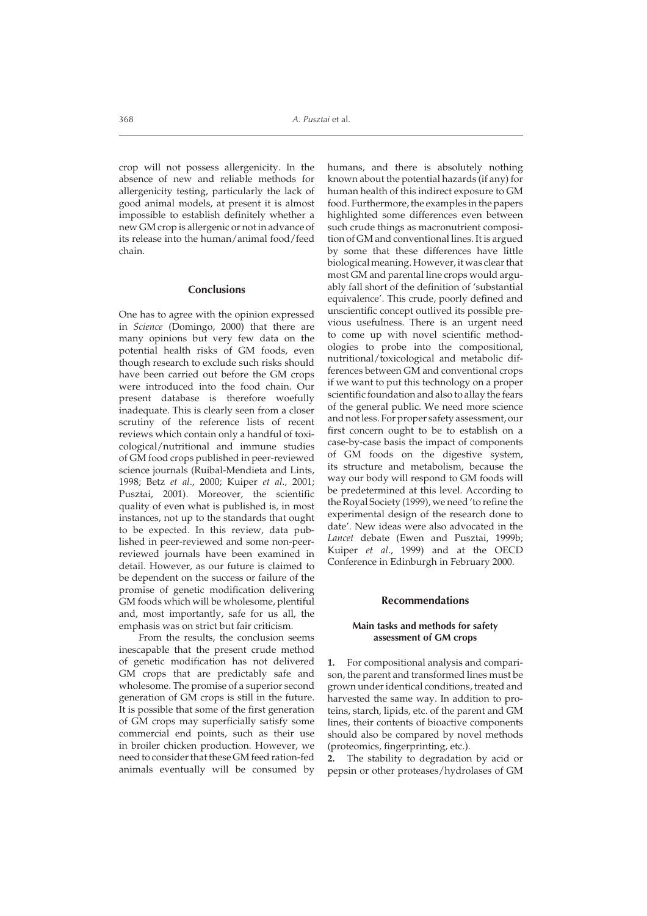crop will not possess allergenicity. In the absence of new and reliable methods for allergenicity testing, particularly the lack of good animal models, at present it is almost impossible to establish definitely whether a new GM crop is allergenic or not in advance of its release into the human/animal food/feed chain.

## Conclusions

One has to agree with the opinion expressed in *Science* (Domingo, 2000) that there are many opinions but very few data on the potential health risks of GM foods, even though research to exclude such risks should have been carried out before the GM crops were introduced into the food chain. Our present database is therefore woefully inadequate. This is clearly seen from a closer scrutiny of the reference lists of recent reviews which contain only a handful of toxicological/nutritional and immune studies of GM food crops published in peer-reviewed science journals (Ruibal-Mendieta and Lints, 1998; Betz *et al*., 2000; Kuiper *et al*., 2001; Pusztai, 2001). Moreover, the scientific quality of even what is published is, in most instances, not up to the standards that ought to be expected. In this review, data published in peer-reviewed and some non-peer-reviewed journals have been examined in detail. However, as our future is claimed to be dependent on the success or failure of the promise of genetic modification delivering GM foods which will be wholesome, plentiful and, most importantly, safe for us all, the emphasis was on strict but fair criticism.

From the results, the conclusion seems inescapable that the present crude method of genetic modification has not delivered GM crops that are predictably safe and wholesome. The promise of a superior second generation of GM crops is still in the future. It is possible that some of the first generation of GM crops may superficially satisfy some commercial end points, such as their use in broiler chicken production. However, we need to consider that these GM feed ration-fed animals eventually will be consumed by humans, and there is absolutely nothing known about the potential hazards (if any) for human health of this indirect exposure to GM food. Furthermore, the examples in the papers highlighted some differences even between such crude things as macronutrient composition of GM and conventional lines. It is argued by some that these differences have little biological meaning. However, it was clear that most GM and parental line crops would arguably fall short of the definition of 'substantial equivalence'. This crude, poorly defined and unscientific concept outlived its possible previous usefulness. There is an urgent need to come up with novel scientific methodologies to probe into the compositional, nutritional/toxicological and metabolic differences between GM and conventional crops if we want to put this technology on a proper scientific foundation and also to allay the fears of the general public. We need more science and not less. For proper safety assessment, our first concern ought to be to establish on a case-by-case basis the impact of components of GM foods on the digestive system, its structure and metabolism, because the way our body will respond to GM foods will be predetermined at this level. According to the Royal Society (1999), we need 'to refine the experimental design of the research done to date'. New ideas were also advocated in the *Lancet* debate (Ewen and Pusztai, 1999b; Kuiper *et al*., 1999) and at the OECD Conference in Edinburgh in February 2000.

## Recommendations

### Main tasks and methods for safety assessment of GM crops

**1.** For compositional analysis and comparison, the parent and transformed lines must be grown under identical conditions, treated and harvested the same way. In addition to proteins, starch, lipids, etc. of the parent and GM lines, their contents of bioactive components should also be compared by novel methods (proteomics, fingerprinting, etc.).

**2.** The stability to degradation by acid or pepsin or other proteases/hydrolases of GM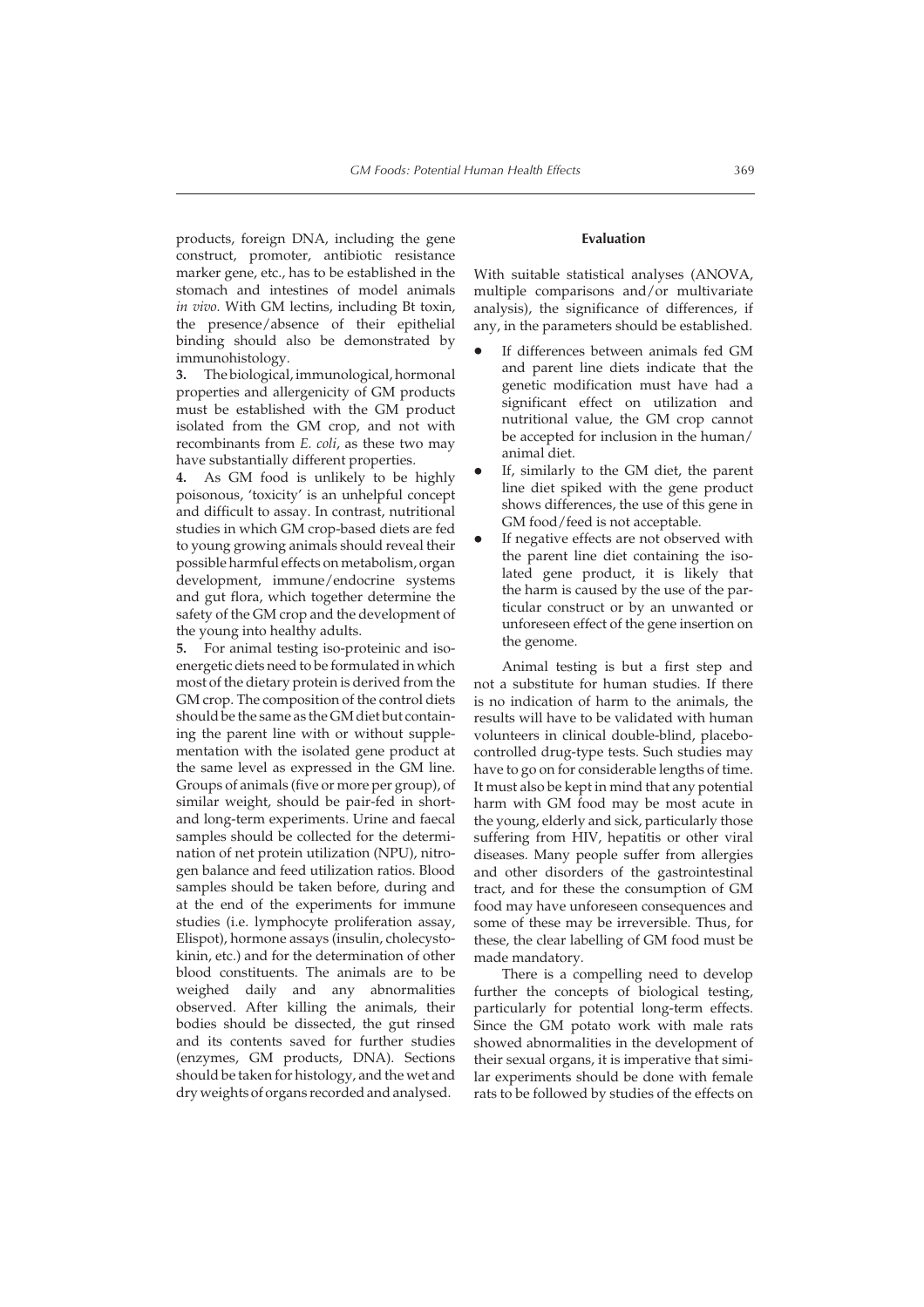products, foreign DNA, including the gene construct, promoter, antibiotic resistance marker gene, etc., has to be established in the stomach and intestines of model animals *in vivo*. With GM lectins, including Bt toxin, the presence/absence of their epithelial binding should also be demonstrated by immunohistology.

**3.** The biological, immunological, hormonal properties and allergenicity of GM products must be established with the GM product isolated from the GM crop, and not with recombinants from *E. coli*, as these two may have substantially different properties.

**4.** As GM food is unlikely to be highly poisonous, 'toxicity' is an unhelpful concept and difficult to assay. In contrast, nutritional studies in which GM crop-based diets are fed to young growing animals should reveal their possible harmful effects on metabolism, organ development, immune/endocrine systems and gut flora, which together determine the safety of the GM crop and the development of the young into healthy adults.

**5.** For animal testing iso-proteinic and iso-energetic diets need to be formulated in which most of the dietary protein is derived from the GM crop. The composition of the control diets should be the same as the GM diet but containing the parent line with or without supplementation with the isolated gene product at the same level as expressed in the GM line. Groups of animals (five or more per group), of similar weight, should be pair-fed in short- and long-term experiments. Urine and faecal samples should be collected for the determination of net protein utilization (NPU), nitrogen balance and feed utilization ratios. Blood samples should be taken before, during and at the end of the experiments for immune studies (i.e. lymphocyte proliferation assay, Elispot), hormone assays (insulin, cholecystokinin, etc.) and for the determination of other blood constituents. The animals are to be weighed daily and any abnormalities observed. After killing the animals, their bodies should be dissected, the gut rinsed and its contents saved for further studies (enzymes, GM products, DNA). Sections should be taken for histology, and the wet and dry weights of organs recorded and analysed.

#### Evaluation

With suitable statistical analyses (ANOVA, multiple comparisons and/or multivariate analysis), the significance of differences, if any, in the parameters should be established.

- If differences between animals fed GM and parent line diets indicate that the genetic modification must have had a significant effect on utilization and nutritional value, the GM crop cannot be accepted for inclusion in the human/animal diet.
- If, similarly to the GM diet, the parent line diet spiked with the gene product shows differences, the use of this gene in GM food/feed is not acceptable.
- If negative effects are not observed with the parent line diet containing the isolated gene product, it is likely that the harm is caused by the use of the particular construct or by an unwanted or unforeseen effect of the gene insertion on the genome.

Animal testing is but a first step and not a substitute for human studies. If there is no indication of harm to the animals, the results will have to be validated with human volunteers in clinical double-blind, placebo-controlled drug-type tests. Such studies may have to go on for considerable lengths of time. It must also be kept in mind that any potential harm with GM food may be most acute in the young, elderly and sick, particularly those suffering from HIV, hepatitis or other viral diseases. Many people suffer from allergies and other disorders of the gastrointestinal tract, and for these the consumption of GM food may have unforeseen consequences and some of these may be irreversible. Thus, for these, the clear labelling of GM food must be made mandatory.

There is a compelling need to develop further the concepts of biological testing, particularly for potential long-term effects. Since the GM potato work with male rats showed abnormalities in the development of their sexual organs, it is imperative that similar experiments should be done with female rats to be followed by studies of the effects on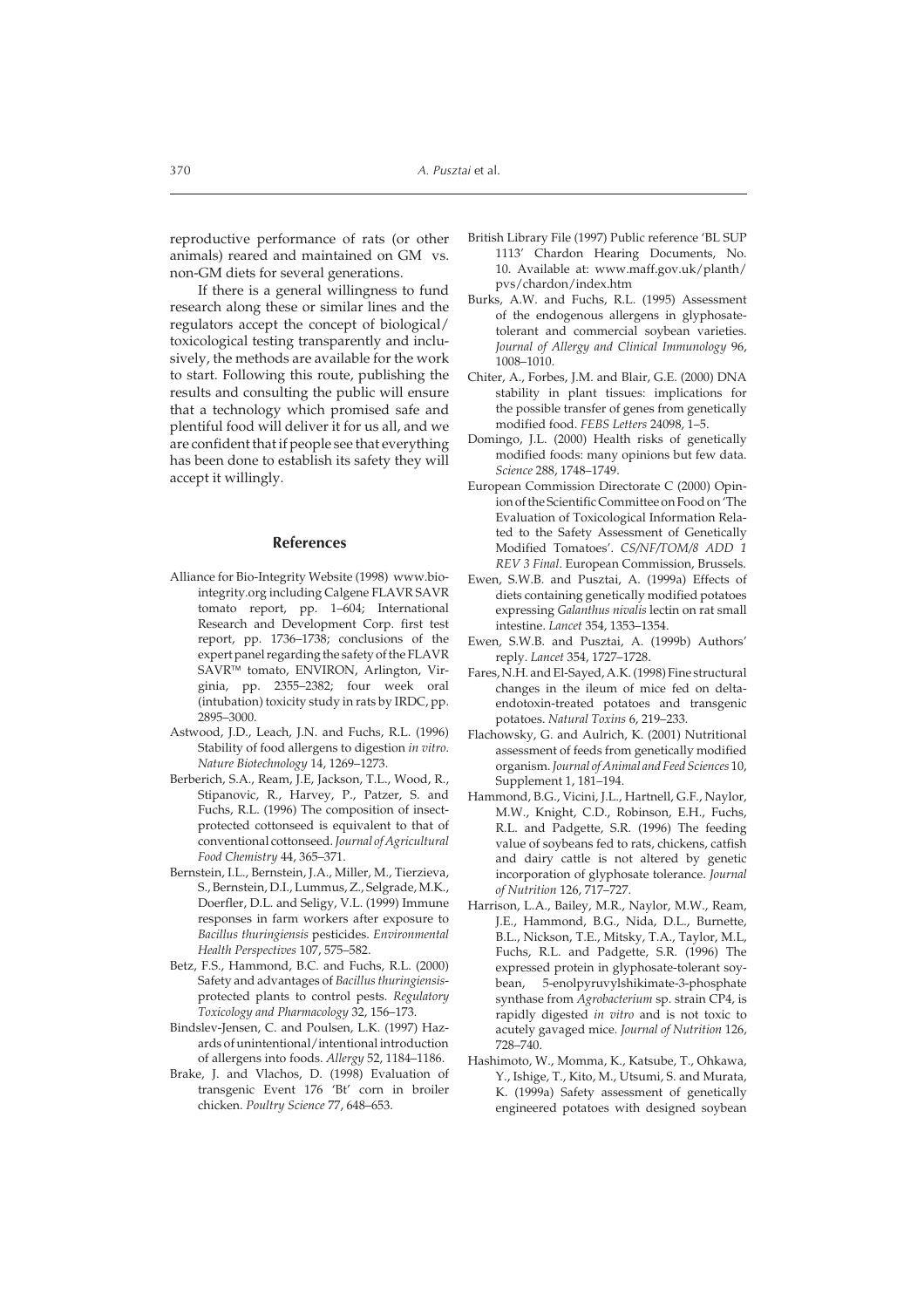reproductive performance of rats (or other animals) reared and maintained on GM vs. non-GM diets for several generations.

If there is a general willingness to fund research along these or similar lines and the regulators accept the concept of biological/toxicological testing transparently and inclusively, the methods are available for the work to start. Following this route, publishing the results and consulting the public will ensure that a technology which promised safe and plentiful food will deliver it for us all, and we are confident that if people see that everything has been done to establish its safety they will accept it willingly.

## References

Alliance for Bio-Integrity Website (1998) www.bio-integrity.org including Calgene FLAVR SAVR tomato report, pp. 1–604; International Research and Development Corp. first test report, pp. 1736–1738; conclusions of the expert panel regarding the safety of the FLAVR SAVR™ tomato, ENVIRON, Arlington, Virginia, pp. 2355–2382; four week oral (intubation) toxicity study in rats by IRDC, pp. 2895–3000.

Astwood, J.D., Leach, J.N. and Fuchs, R.L. (1996) Stability of food allergens to digestion *in vitro*. *Nature Biotechnology* 14, 1269–1273.

Berberich, S.A., Ream, J.E, Jackson, T.L., Wood, R., Stipanovic, R., Harvey, P., Patzer, S. and Fuchs, R.L. (1996) The composition of insect-protected cottonseed is equivalent to that of conventional cottonseed. *Journal of Agricultural Food Chemistry* 44, 365–371.

Bernstein, I.L., Bernstein, J.A., Miller, M., Tierzieva, S., Bernstein, D.I., Lummus, Z., Selgrade, M.K., Doerfler, D.L. and Seligy, V.L. (1999) Immune responses in farm workers after exposure to *Bacillus thuringiensis* pesticides. *Environmental Health Perspectives* 107, 575–582.

Betz, F.S., Hammond, B.C. and Fuchs, R.L. (2000) Safety and advantages of *Bacillus thuringiensis*-protected plants to control pests. *Regulatory Toxicology and Pharmacology* 32, 156–173.

Bindslev-Jensen, C. and Poulsen, L.K. (1997) Hazards of unintentional/intentional introduction of allergens into foods. *Allergy* 52, 1184–1186.

Brake, J. and Vlachos, D. (1998) Evaluation of transgenic Event 176 'Bt' corn in broiler chicken. *Poultry Science* 77, 648–653.

British Library File (1997) Public reference 'BL SUP 1113' Chardon Hearing Documents, No. 10. Available at: www.maff.gov.uk/planth/pvs/chardon/index.htm

Burks, A.W. and Fuchs, R.L. (1995) Assessment of the endogenous allergens in glyphosate-tolerant and commercial soybean varieties. *Journal of Allergy and Clinical Immunology* 96, 1008–1010.

Chiter, A., Forbes, J.M. and Blair, G.E. (2000) DNA stability in plant tissues: implications for the possible transfer of genes from genetically modified food. *FEBS Letters* 24098, 1–5.

Domingo, J.L. (2000) Health risks of genetically modified foods: many opinions but few data. *Science* 288, 1748–1749.

European Commission Directorate C (2000) Opinion of the Scientific Committee on Food on 'The Evaluation of Toxicological Information Related to the Safety Assessment of Genetically Modified Tomatoes'. *CS/NF/TOM/8 ADD 1 REV 3 Final*. European Commission, Brussels.

Ewen, S.W.B. and Pusztai, A. (1999a) Effects of diets containing genetically modified potatoes expressing *Galanthus nivalis* lectin on rat small intestine. *Lancet* 354, 1353–1354.

Ewen, S.W.B. and Pusztai, A. (1999b) Authors' reply. *Lancet* 354, 1727–1728.

Fares, N.H. and El-Sayed, A.K. (1998) Fine structural changes in the ileum of mice fed on delta-endotoxin-treated potatoes and transgenic potatoes. *Natural Toxins* 6, 219–233.

Flachowsky, G. and Aulrich, K. (2001) Nutritional assessment of feeds from genetically modified organism. *Journal of Animal and Feed Sciences* 10, Supplement 1, 181–194.

Hammond, B.G., Vicini, J.L., Hartnell, G.F., Naylor, M.W., Knight, C.D., Robinson, E.H., Fuchs, R.L. and Padgette, S.R. (1996) The feeding value of soybeans fed to rats, chickens, catfish and dairy cattle is not altered by genetic incorporation of glyphosate tolerance. *Journal of Nutrition* 126, 717–727.

Harrison, L.A., Bailey, M.R., Naylor, M.W., Ream, J.E., Hammond, B.G., Nida, D.L., Burnette, B.L., Nickson, T.E., Mitsky, T.A., Taylor, M.L, Fuchs, R.L. and Padgette, S.R. (1996) The expressed protein in glyphosate-tolerant soybean, 5-enolpyruvylshikimate-3-phosphate synthase from *Agrobacterium* sp. strain CP4, is rapidly digested *in vitro* and is not toxic to acutely gavaged mice. *Journal of Nutrition* 126, 728–740.

Hashimoto, W., Momma, K., Katsube, T., Ohkawa, Y., Ishige, T., Kito, M., Utsumi, S. and Murata, K. (1999a) Safety assessment of genetically engineered potatoes with designed soybean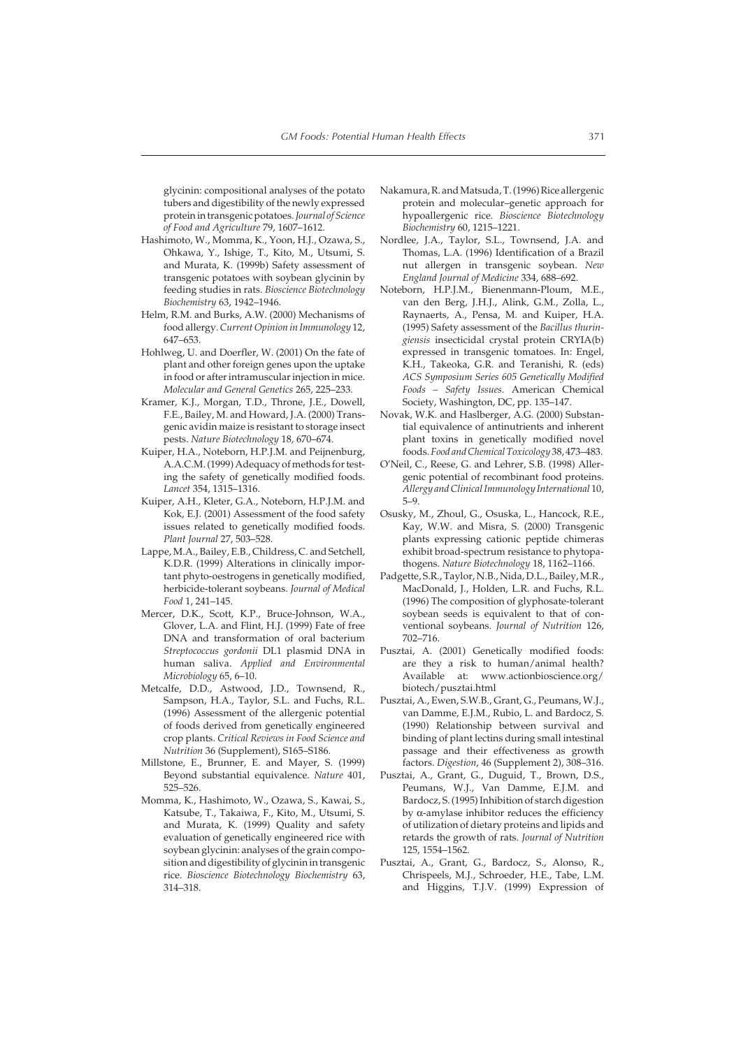glycinin: compositional analyses of the potato tubers and digestibility of the newly expressed protein in transgenic potatoes. *Journal of Science of Food and Agriculture* 79, 1607–1612.

Hashimoto, W., Momma, K., Yoon, H.J., Ozawa, S., Ohkawa, Y., Ishige, T., Kito, M., Utsumi, S. and Murata, K. (1999b) Safety assessment of transgenic potatoes with soybean glycinin by feeding studies in rats. *Bioscience Biotechnology Biochemistry* 63, 1942–1946.

Helm, R.M. and Burks, A.W. (2000) Mechanisms of food allergy. *Current Opinion in Immunology* 12, 647–653.

Hohlweg, U. and Doerfler, W. (2001) On the fate of plant and other foreign genes upon the uptake in food or after intramuscular injection in mice. *Molecular and General Genetics* 265, 225–233.

Kramer, K.J., Morgan, T.D., Throne, J.E., Dowell, F.E., Bailey, M. and Howard, J.A. (2000) Transgenic avidin maize is resistant to storage insect pests. *Nature Biotechnology* 18, 670–674.

Kuiper, H.A., Noteborn, H.P.J.M. and Peijnenburg, A.A.C.M. (1999) Adequacy of methods for testing the safety of genetically modified foods. *Lancet* 354, 1315–1316.

Kuiper, A.H., Kleter, G.A., Noteborn, H.P.J.M. and Kok, E.J. (2001) Assessment of the food safety issues related to genetically modified foods. *Plant Journal* 27, 503–528.

Lappe, M.A., Bailey, E.B., Childress, C. and Setchell, K.D.R. (1999) Alterations in clinically important phyto-oestrogens in genetically modified, herbicide-tolerant soybeans. *Journal of Medical Food* 1, 241–145.

Mercer, D.K., Scott, K.P., Bruce-Johnson, W.A., Glover, L.A. and Flint, H.J. (1999) Fate of free DNA and transformation of oral bacterium *Streptococcus gordonii* DL1 plasmid DNA in human saliva. *Applied and Environmental Microbiology* 65, 6–10.

Metcalfe, D.D., Astwood, J.D., Townsend, R., Sampson, H.A., Taylor, S.L. and Fuchs, R.L. (1996) Assessment of the allergenic potential of foods derived from genetically engineered crop plants. *Critical Reviews in Food Science and Nutrition* 36 (Supplement), S165–S186.

Millstone, E., Brunner, E. and Mayer, S. (1999) Beyond substantial equivalence. *Nature* 401, 525–526.

Momma, K., Hashimoto, W., Ozawa, S., Kawai, S., Katsube, T., Takaiwa, F., Kito, M., Utsumi, S. and Murata, K. (1999) Quality and safety evaluation of genetically engineered rice with soybean glycinin: analyses of the grain composition and digestibility of glycinin in transgenic rice. *Bioscience Biotechnology Biochemistry* 63, 314–318.

Nakamura, R. and Matsuda, T. (1996) Rice allergenic protein and molecular–genetic approach for hypoallergenic rice. *Bioscience Biotechnology Biochemistry* 60, 1215–1221.

Nordlee, J.A., Taylor, S.L., Townsend, J.A. and Thomas, L.A. (1996) Identification of a Brazil nut allergen in transgenic soybean. *New England Journal of Medicine* 334, 688–692.

Noteborn, H.P.J.M., Bienenmann-Ploum, M.E., van den Berg, J.H.J., Alink, G.M., Zolla, L., Raynaerts, A., Pensa, M. and Kuiper, H.A. (1995) Safety assessment of the *Bacillus thuringiensis* insecticidal crystal protein CRYIA(b) expressed in transgenic tomatoes. In: Engel, K.H., Takeoka, G.R. and Teranishi, R. (eds) *ACS Symposium Series 605 Genetically Modified Foods – Safety Issues*. American Chemical Society, Washington, DC, pp. 135–147.

Novak, W.K. and Haslberger, A.G. (2000) Substantial equivalence of antinutrients and inherent plant toxins in genetically modified novel foods. *Food and Chemical Toxicology* 38, 473–483.

O'Neil, C., Reese, G. and Lehrer, S.B. (1998) Allergenic potential of recombinant food proteins. *Allergy and Clinical Immunology International* 10, 5–9.

Osusky, M., Zhoul, G., Osuska, L., Hancock, R.E., Kay, W.W. and Misra, S. (2000) Transgenic plants expressing cationic peptide chimeras exhibit broad-spectrum resistance to phytopathogens. *Nature Biotechnology* 18, 1162–1166.

Padgette, S.R., Taylor, N.B., Nida, D.L., Bailey, M.R., MacDonald, J., Holden, L.R. and Fuchs, R.L. (1996) The composition of glyphosate-tolerant soybean seeds is equivalent to that of conventional soybeans. *Journal of Nutrition* 126, 702–716.

Pusztai, A. (2001) Genetically modified foods: are they a risk to human/animal health? Available at: www.actionbioscience.org/biotech/pusztai.html

Pusztai, A., Ewen, S.W.B., Grant, G., Peumans, W.J., van Damme, E.J.M., Rubio, L. and Bardocz, S. (1990) Relationship between survival and binding of plant lectins during small intestinal passage and their effectiveness as growth factors. *Digestion*, 46 (Supplement 2), 308–316.

Pusztai, A., Grant, G., Duguid, T., Brown, D.S., Peumans, W.J., Van Damme, E.J.M. and Bardocz, S. (1995) Inhibition of starch digestion by α-amylase inhibitor reduces the efficiency of utilization of dietary proteins and lipids and retards the growth of rats. *Journal of Nutrition* 125, 1554–1562.

Pusztai, A., Grant, G., Bardocz, S., Alonso, R., Chrispeels, M.J., Schroeder, H.E., Tabe, L.M. and Higgins, T.J.V. (1999) Expression of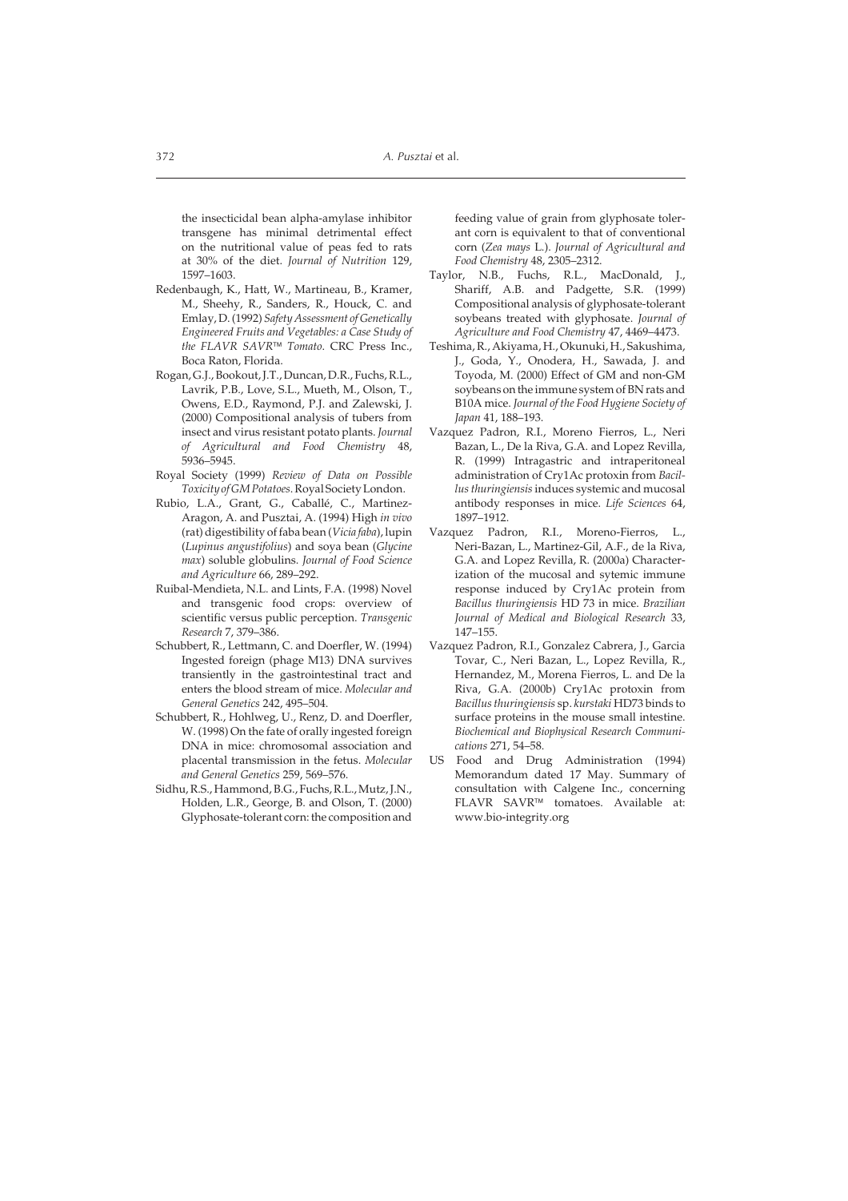the insecticidal bean alpha-amylase inhibitor transgene has minimal detrimental effect on the nutritional value of peas fed to rats at 30% of the diet. *Journal of Nutrition* 129, 1597–1603.

Redenbaugh, K., Hatt, W., Martineau, B., Kramer, M., Sheehy, R., Sanders, R., Houck, C. and Emlay, D. (1992) *Safety Assessment of Genetically Engineered Fruits and Vegetables: a Case Study of the FLAVR SAVR™ Tomato*. CRC Press Inc., Boca Raton, Florida.

Rogan, G.J., Bookout, J.T., Duncan, D.R., Fuchs, R.L., Lavrik, P.B., Love, S.L., Mueth, M., Olson, T., Owens, E.D., Raymond, P.J. and Zalewski, J. (2000) Compositional analysis of tubers from insect and virus resistant potato plants. *Journal of Agricultural and Food Chemistry* 48, 5936–5945.

Royal Society (1999) *Review of Data on Possible Toxicity of GM Potatoes*. Royal Society London.

Rubio, L.A., Grant, G., Caballé, C., Martinez-Aragon, A. and Pusztai, A. (1994) High *in vivo* (rat) digestibility of faba bean (*Vicia faba*), lupin (*Lupinus angustifolius*) and soya bean (*Glycine max*) soluble globulins. *Journal of Food Science and Agriculture* 66, 289–292.

Ruibal-Mendieta, N.L. and Lints, F.A. (1998) Novel and transgenic food crops: overview of scientific versus public perception. *Transgenic Research* 7, 379–386.

Schubbert, R., Lettmann, C. and Doerfler, W. (1994) Ingested foreign (phage M13) DNA survives transiently in the gastrointestinal tract and enters the blood stream of mice. *Molecular and General Genetics* 242, 495–504.

Schubbert, R., Hohlweg, U., Renz, D. and Doerfler, W. (1998) On the fate of orally ingested foreign DNA in mice: chromosomal association and placental transmission in the fetus. *Molecular and General Genetics* 259, 569–576.

Sidhu, R.S., Hammond, B.G., Fuchs, R.L., Mutz, J.N., Holden, L.R., George, B. and Olson, T. (2000) Glyphosate-tolerant corn: the composition and feeding value of grain from glyphosate tolerant corn is equivalent to that of conventional corn (*Zea mays* L.). *Journal of Agricultural and Food Chemistry* 48, 2305–2312.

Taylor, N.B., Fuchs, R.L., MacDonald, J., Shariff, A.B. and Padgette, S.R. (1999) Compositional analysis of glyphosate-tolerant soybeans treated with glyphosate. *Journal of Agriculture and Food Chemistry* 47, 4469–4473.

Teshima, R., Akiyama, H., Okunuki, H., Sakushima, J., Goda, Y., Onodera, H., Sawada, J. and Toyoda, M. (2000) Effect of GM and non-GM soybeans on the immune system of BN rats and B10A mice. *Journal of the Food Hygiene Society of Japan* 41, 188–193.

Vazquez Padron, R.I., Moreno Fierros, L., Neri Bazan, L., De la Riva, G.A. and Lopez Revilla, R. (1999) Intragastric and intraperitoneal administration of Cry1Ac protoxin from *Bacillus thuringiensis* induces systemic and mucosal antibody responses in mice. *Life Sciences* 64, 1897–1912.

Vazquez Padron, R.I., Moreno-Fierros, L., Neri-Bazan, L., Martinez-Gil, A.F., de la Riva, G.A. and Lopez Revilla, R. (2000a) Characterization of the mucosal and sytemic immune response induced by Cry1Ac protein from *Bacillus thuringiensis* HD 73 in mice. *Brazilian Journal of Medical and Biological Research* 33, 147–155.

Vazquez Padron, R.I., Gonzalez Cabrera, J., Garcia Tovar, C., Neri Bazan, L., Lopez Revilla, R., Hernandez, M., Morena Fierros, L. and De la Riva, G.A. (2000b) Cry1Ac protoxin from *Bacillus thuringiensis* sp. *kurstaki* HD73 binds to surface proteins in the mouse small intestine. *Biochemical and Biophysical Research Communications* 271, 54–58.

US Food and Drug Administration (1994) Memorandum dated 17 May. Summary of consultation with Calgene Inc., concerning FLAVR SAVR™ tomatoes. Available at: www.bio-integrity.org